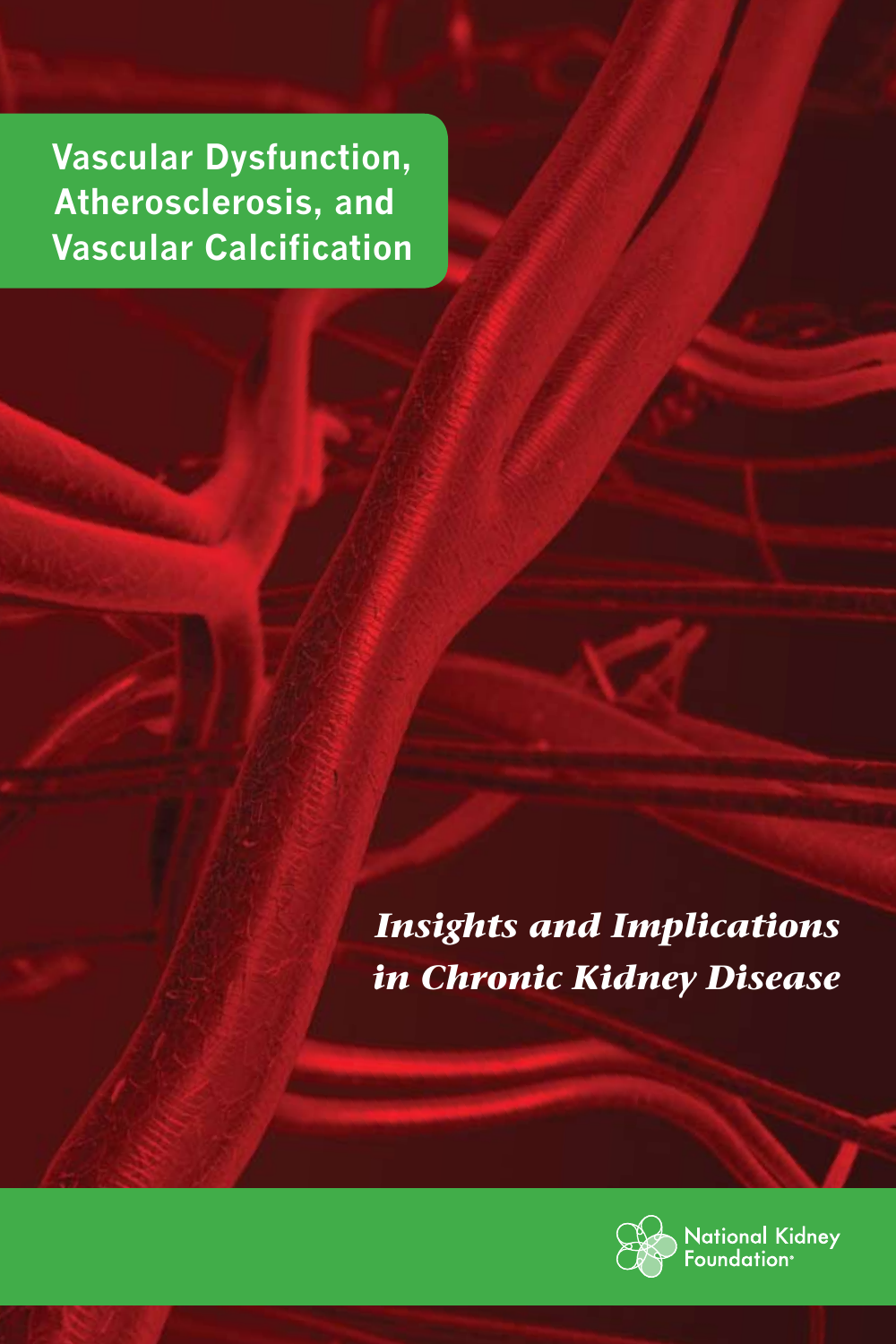# Vascular Dysfunction, Atherosclerosis, and Vascular Calcification

*Insights and Implications in Chronic Kidney Disease*

National Kidney Foundation®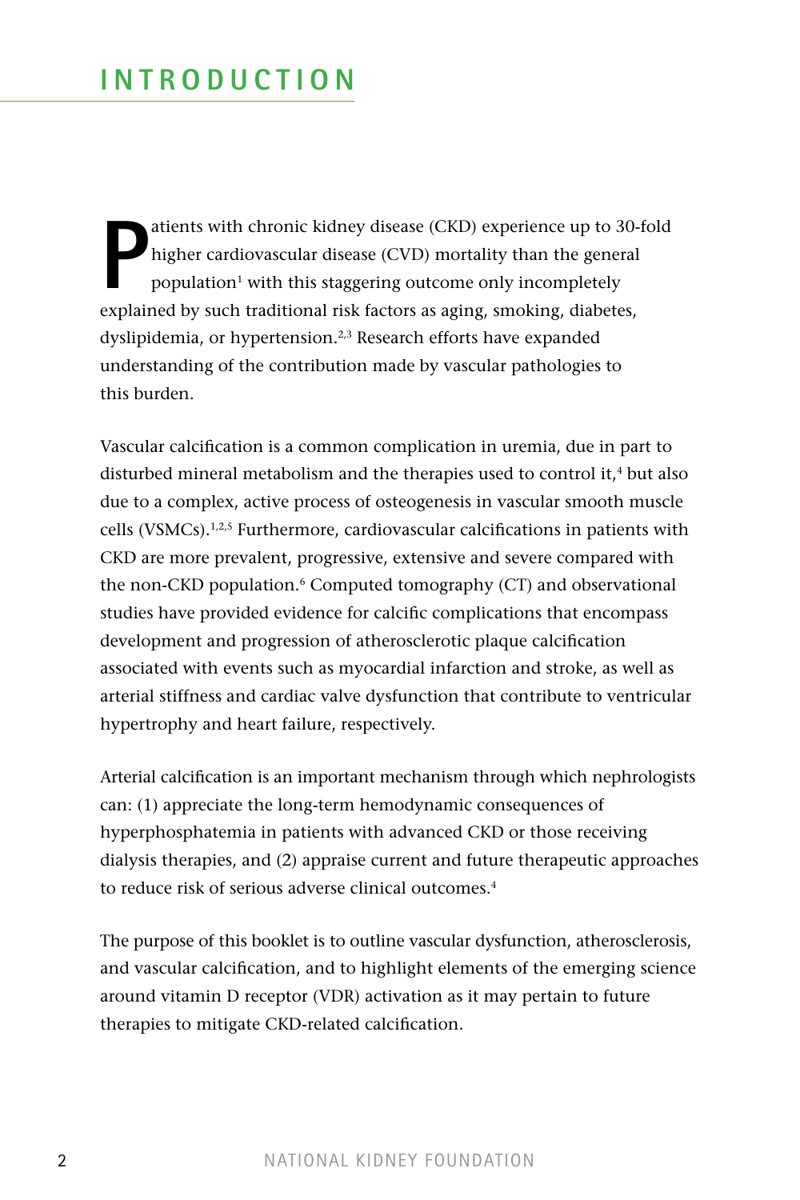# INTRODUCTION

Patients with chronic kidney disease (CKD) experience up to 30-fold higher cardiovascular disease (CVD) mortality than the general population[1] with this staggering outcome only incompletely explained by such traditional risk factors as aging, smoking, diabetes, dyslipidemia, or hypertension.[2,3] Research efforts have expanded understanding of the contribution made by vascular pathologies to this burden.

Vascular calcification is a common complication in uremia, due in part to disturbed mineral metabolism and the therapies used to control it,[4] but also due to a complex, active process of osteogenesis in vascular smooth muscle cells (VSMCs).[1,2,5] Furthermore, cardiovascular calcifications in patients with CKD are more prevalent, progressive, extensive and severe compared with the non-CKD population.[6] Computed tomography (CT) and observational studies have provided evidence for calcific complications that encompass development and progression of atherosclerotic plaque calcification associated with events such as myocardial infarction and stroke, as well as arterial stiffness and cardiac valve dysfunction that contribute to ventricular hypertrophy and heart failure, respectively.

Arterial calcification is an important mechanism through which nephrologists can: (1) appreciate the long-term hemodynamic consequences of hyperphosphatemia in patients with advanced CKD or those receiving dialysis therapies, and (2) appraise current and future therapeutic approaches to reduce risk of serious adverse clinical outcomes.[4]

The purpose of this booklet is to outline vascular dysfunction, atherosclerosis, and vascular calcification, and to highlight elements of the emerging science around vitamin D receptor (VDR) activation as it may pertain to future therapies to mitigate CKD-related calcification.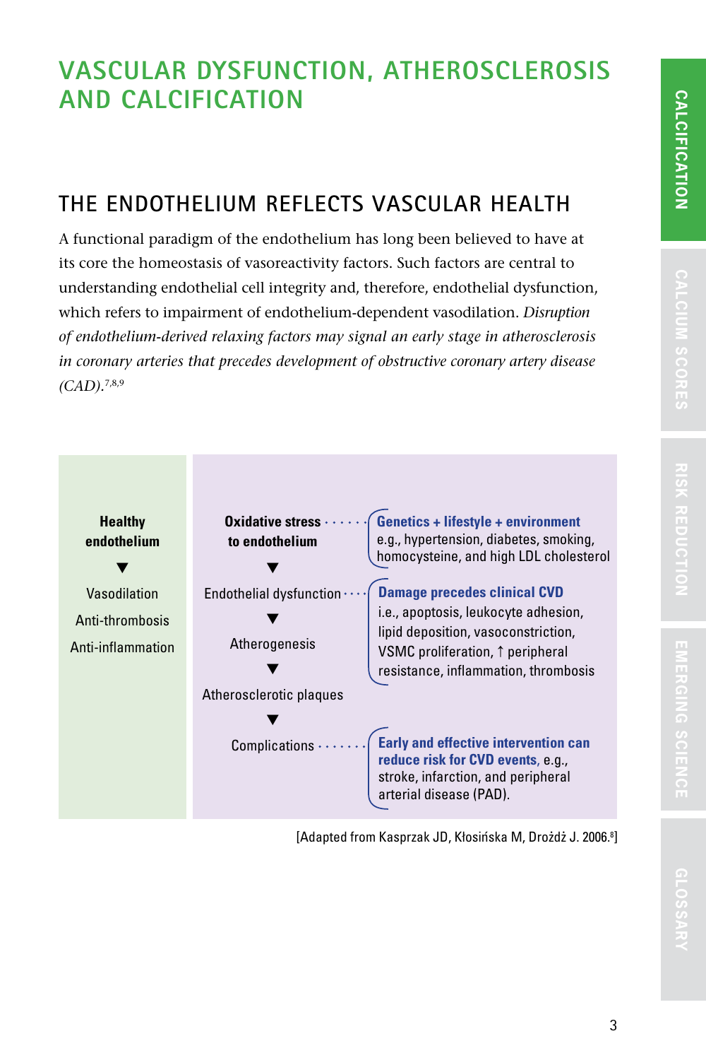# VASCULAR DYSFUNCTION, ATHEROSCLEROSIS AND CALCIFICATION

## THE ENDOTHELIUM REFLECTS VASCULAR HEALTH

A functional paradigm of the endothelium has long been believed to have at its core the homeostasis of vasoreactivity factors. Such factors are central to understanding endothelial cell integrity and, therefore, endothelial dysfunction, which refers to impairment of endothelium-dependent vasodilation. *Disruption of endothelium-derived relaxing factors may signal an early stage in atherosclerosis in coronary arteries that precedes development of obstructive coronary artery disease (CAD).*[7,8,9]

**Healthy endothelium**

▼

Vasodilation
Anti-thrombosis
Anti-inflammation

**Oxidative stress to endothelium** — **Genetics + lifestyle + environment** e.g., hypertension, diabetes, smoking, homocysteine, and high LDL cholesterol

▼

Endothelial dysfunction — **Damage precedes clinical CVD** i.e., apoptosis, leukocyte adhesion, lipid deposition, vasoconstriction, VSMC proliferation, ↑ peripheral resistance, inflammation, thrombosis

▼

Atherogenesis

▼

Atherosclerotic plaques

▼

Complications — **Early and effective intervention can reduce risk for CVD events,** e.g., stroke, infarction, and peripheral arterial disease (PAD).

[Adapted from Kasprzak JD, Kłosińska M, Drożdż J. 2006.[8]]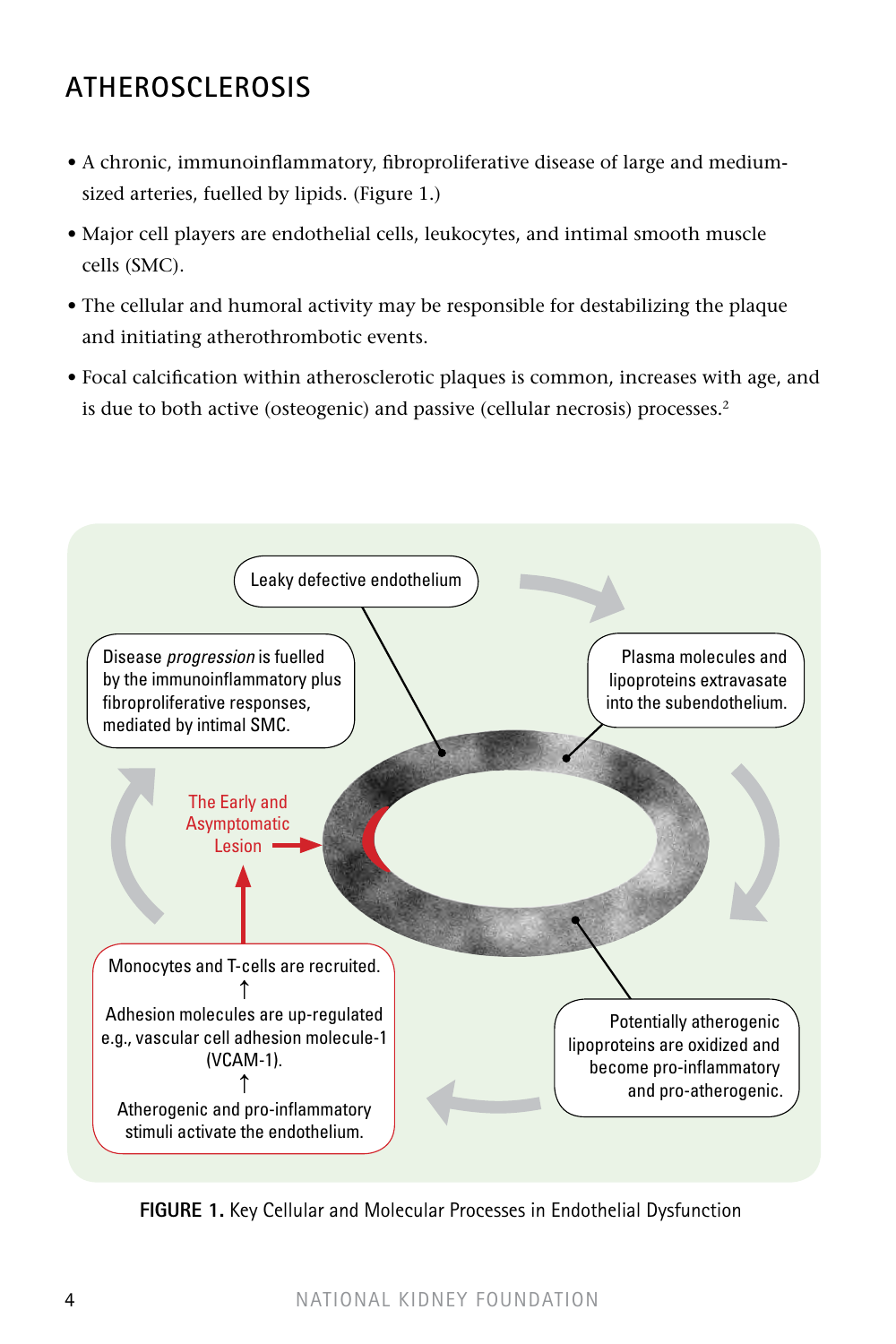# ATHEROSCLEROSIS

- A chronic, immunoinflammatory, fibroproliferative disease of large and medium-sized arteries, fuelled by lipids. (Figure 1.)
- Major cell players are endothelial cells, leukocytes, and intimal smooth muscle cells (SMC).
- The cellular and humoral activity may be responsible for destabilizing the plaque and initiating atherothrombotic events.
- Focal calcification within atherosclerotic plaques is common, increases with age, and is due to both active (osteogenic) and passive (cellular necrosis) processes.[2]

Leaky defective endothelium

Plasma molecules and lipoproteins extravasate into the subendothelium.

Potentially atherogenic lipoproteins are oxidized and become pro-inflammatory and pro-atherogenic.

Monocytes and T-cells are recruited.
↑
Adhesion molecules are up-regulated e.g., vascular cell adhesion molecule-1 (VCAM-1).
↑
Atherogenic and pro-inflammatory stimuli activate the endothelium.

The Early and Asymptomatic Lesion

Disease *progression* is fuelled by the immunoinflammatory plus fibroproliferative responses, mediated by intimal SMC.

**FIGURE 1.** Key Cellular and Molecular Processes in Endothelial Dysfunction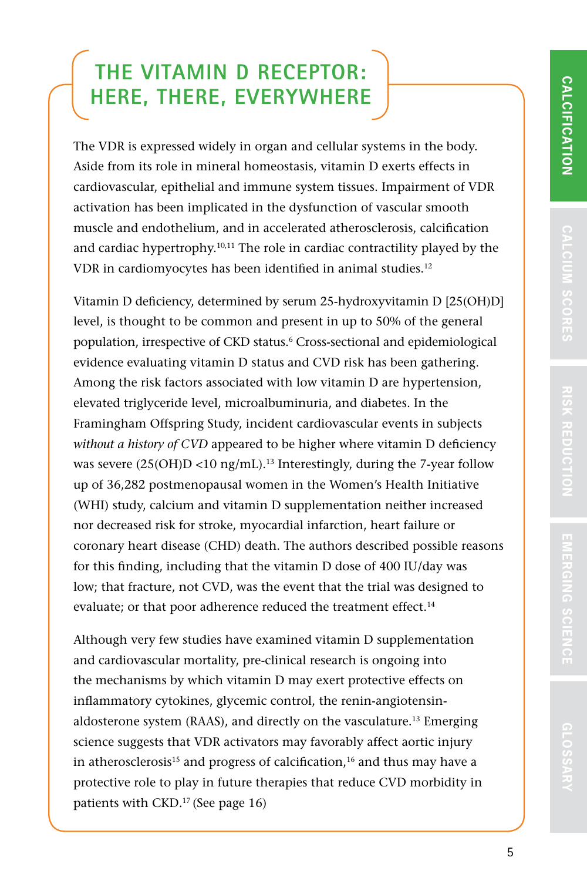# THE VITAMIN D RECEPTOR: HERE, THERE, EVERYWHERE

The VDR is expressed widely in organ and cellular systems in the body. Aside from its role in mineral homeostasis, vitamin D exerts effects in cardiovascular, epithelial and immune system tissues. Impairment of VDR activation has been implicated in the dysfunction of vascular smooth muscle and endothelium, and in accelerated atherosclerosis, calcification and cardiac hypertrophy.[10,11] The role in cardiac contractility played by the VDR in cardiomyocytes has been identified in animal studies.[12]

Vitamin D deficiency, determined by serum 25-hydroxyvitamin D [25(OH)D] level, is thought to be common and present in up to 50% of the general population, irrespective of CKD status.[6] Cross-sectional and epidemiological evidence evaluating vitamin D status and CVD risk has been gathering. Among the risk factors associated with low vitamin D are hypertension, elevated triglyceride level, microalbuminuria, and diabetes. In the Framingham Offspring Study, incident cardiovascular events in subjects *without a history of CVD* appeared to be higher where vitamin D deficiency was severe (25(OH)D <10 ng/mL).[13] Interestingly, during the 7-year follow up of 36,282 postmenopausal women in the Women's Health Initiative (WHI) study, calcium and vitamin D supplementation neither increased nor decreased risk for stroke, myocardial infarction, heart failure or coronary heart disease (CHD) death. The authors described possible reasons for this finding, including that the vitamin D dose of 400 IU/day was low; that fracture, not CVD, was the event that the trial was designed to evaluate; or that poor adherence reduced the treatment effect.[14]

Although very few studies have examined vitamin D supplementation and cardiovascular mortality, pre-clinical research is ongoing into the mechanisms by which vitamin D may exert protective effects on inflammatory cytokines, glycemic control, the renin-angiotensin-aldosterone system (RAAS), and directly on the vasculature.[13] Emerging science suggests that VDR activators may favorably affect aortic injury in atherosclerosis[15] and progress of calcification,[16] and thus may have a protective role to play in future therapies that reduce CVD morbidity in patients with CKD.[17] (See page 16)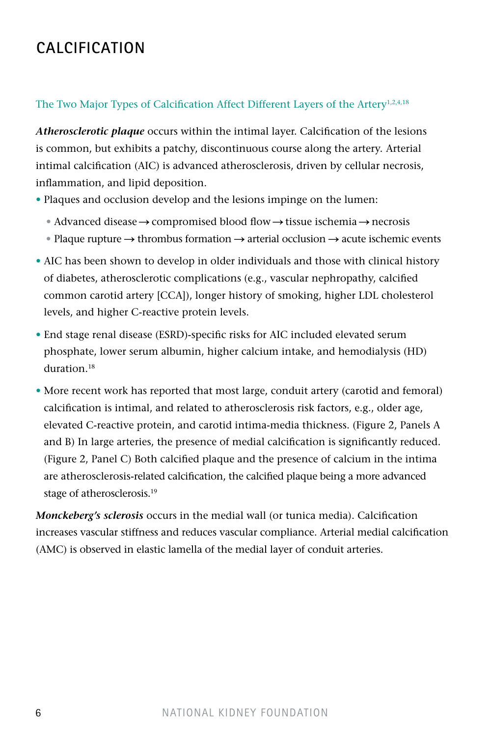# CALCIFICATION

## The Two Major Types of Calcification Affect Different Layers of the Artery[1,2,4,18]

***Atherosclerotic plaque*** occurs within the intimal layer. Calcification of the lesions is common, but exhibits a patchy, discontinuous course along the artery. Arterial intimal calcification (AIC) is advanced atherosclerosis, driven by cellular necrosis, inflammation, and lipid deposition.

- Plaques and occlusion develop and the lesions impinge on the lumen:
  - Advanced disease → compromised blood flow → tissue ischemia → necrosis
  - Plaque rupture → thrombus formation → arterial occlusion → acute ischemic events
- AIC has been shown to develop in older individuals and those with clinical history of diabetes, atherosclerotic complications (e.g., vascular nephropathy, calcified common carotid artery [CCA]), longer history of smoking, higher LDL cholesterol levels, and higher C-reactive protein levels.
- End stage renal disease (ESRD)-specific risks for AIC included elevated serum phosphate, lower serum albumin, higher calcium intake, and hemodialysis (HD) duration.[18]
- More recent work has reported that most large, conduit artery (carotid and femoral) calcification is intimal, and related to atherosclerosis risk factors, e.g., older age, elevated C-reactive protein, and carotid intima-media thickness. (Figure 2, Panels A and B) In large arteries, the presence of medial calcification is significantly reduced. (Figure 2, Panel C) Both calcified plaque and the presence of calcium in the intima are atherosclerosis-related calcification, the calcified plaque being a more advanced stage of atherosclerosis.[19]

***Monckeberg's sclerosis*** occurs in the medial wall (or tunica media). Calcification increases vascular stiffness and reduces vascular compliance. Arterial medial calcification (AMC) is observed in elastic lamella of the medial layer of conduit arteries.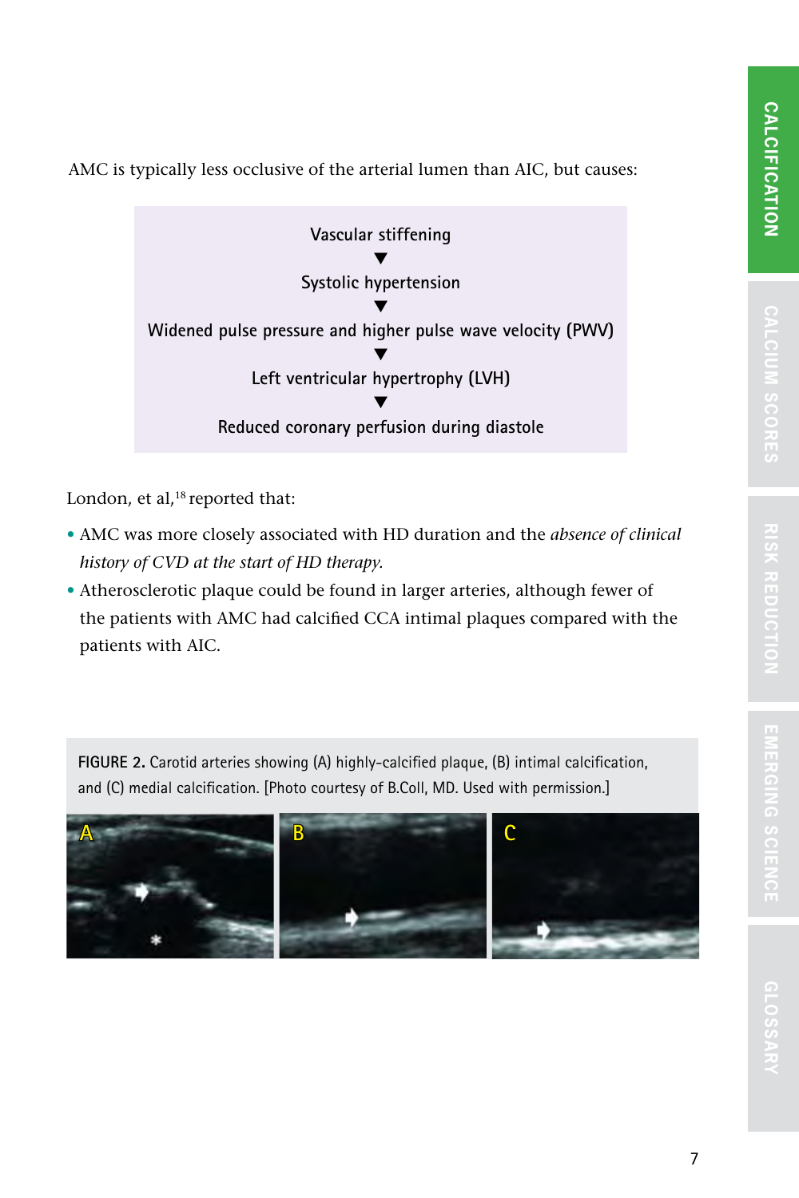AMC is typically less occlusive of the arterial lumen than AIC, but causes:

Vascular stiffening
▼
Systolic hypertension
▼
Widened pulse pressure and higher pulse wave velocity (PWV)
▼
Left ventricular hypertrophy (LVH)
▼
Reduced coronary perfusion during diastole

London, et al,[18] reported that:

- AMC was more closely associated with HD duration and the *absence of clinical history of CVD at the start of HD therapy.*
- Atherosclerotic plaque could be found in larger arteries, although fewer of the patients with AMC had calcified CCA intimal plaques compared with the patients with AIC.

**FIGURE 2.** Carotid arteries showing (A) highly-calcified plaque, (B) intimal calcification, and (C) medial calcification. [Photo courtesy of B.Coll, MD. Used with permission.]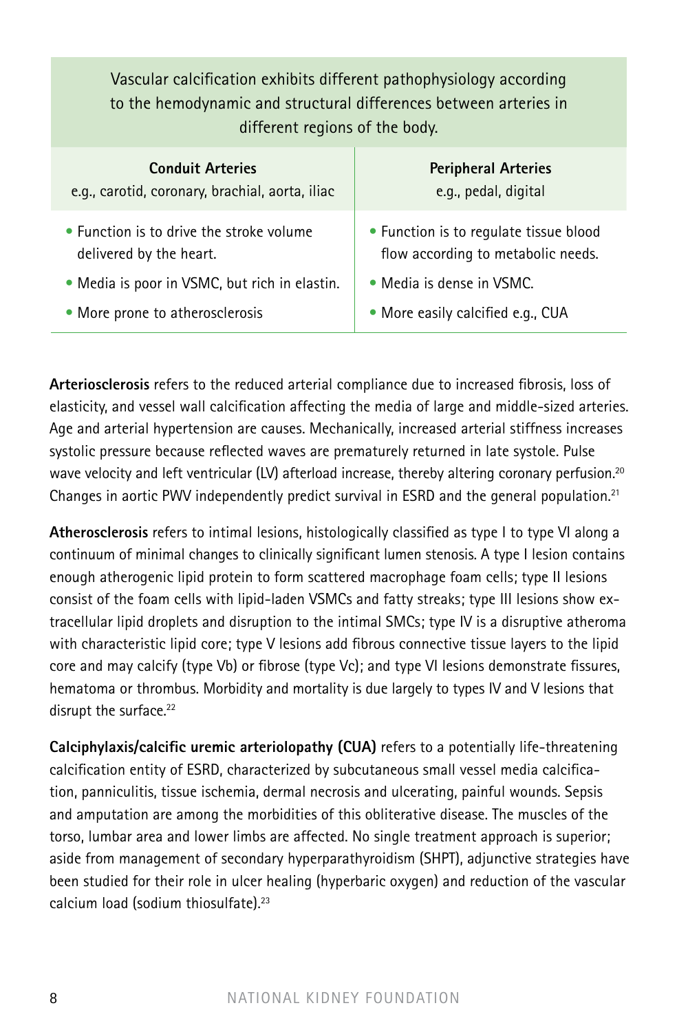| Vascular calcification exhibits different pathophysiology according to the hemodynamic and structural differences between arteries in different regions of the body. | |
|---|---|
| **Conduit Arteries**<br>e.g., carotid, coronary, brachial, aorta, iliac | **Peripheral Arteries**<br>e.g., pedal, digital |
| • Function is to drive the stroke volume delivered by the heart. | • Function is to regulate tissue blood flow according to metabolic needs. |
| • Media is poor in VSMC, but rich in elastin. | • Media is dense in VSMC. |
| • More prone to atherosclerosis | • More easily calcified e.g., CUA |

**Arteriosclerosis** refers to the reduced arterial compliance due to increased fibrosis, loss of elasticity, and vessel wall calcification affecting the media of large and middle-sized arteries. Age and arterial hypertension are causes. Mechanically, increased arterial stiffness increases systolic pressure because reflected waves are prematurely returned in late systole. Pulse wave velocity and left ventricular (LV) afterload increase, thereby altering coronary perfusion.[20] Changes in aortic PWV independently predict survival in ESRD and the general population.[21]

**Atherosclerosis** refers to intimal lesions, histologically classified as type I to type VI along a continuum of minimal changes to clinically significant lumen stenosis. A type I lesion contains enough atherogenic lipid protein to form scattered macrophage foam cells; type II lesions consist of the foam cells with lipid-laden VSMCs and fatty streaks; type III lesions show extracellular lipid droplets and disruption to the intimal SMCs; type IV is a disruptive atheroma with characteristic lipid core; type V lesions add fibrous connective tissue layers to the lipid core and may calcify (type Vb) or fibrose (type Vc); and type VI lesions demonstrate fissures, hematoma or thrombus. Morbidity and mortality is due largely to types IV and V lesions that disrupt the surface.[22]

**Calciphylaxis/calcific uremic arteriolopathy (CUA)** refers to a potentially life-threatening calcification entity of ESRD, characterized by subcutaneous small vessel media calcification, panniculitis, tissue ischemia, dermal necrosis and ulcerating, painful wounds. Sepsis and amputation are among the morbidities of this obliterative disease. The muscles of the torso, lumbar area and lower limbs are affected. No single treatment approach is superior; aside from management of secondary hyperparathyroidism (SHPT), adjunctive strategies have been studied for their role in ulcer healing (hyperbaric oxygen) and reduction of the vascular calcium load (sodium thiosulfate).[23]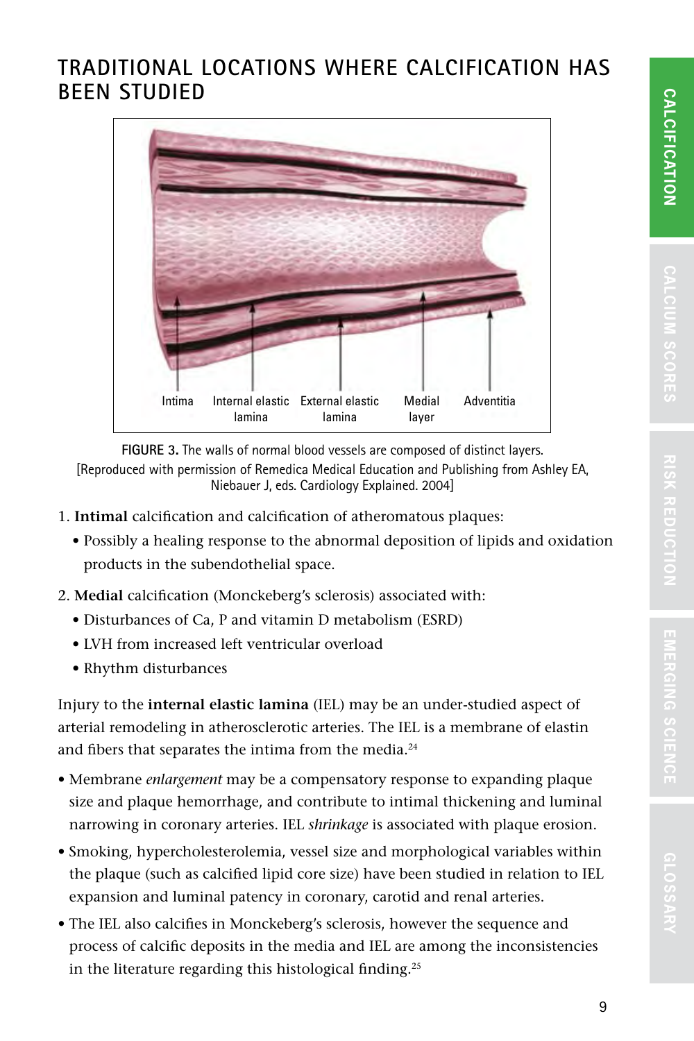## TRADITIONAL LOCATIONS WHERE CALCIFICATION HAS BEEN STUDIED

FIGURE 3. The walls of normal blood vessels are composed of distinct layers. [Reproduced with permission of Remedica Medical Education and Publishing from Ashley EA, Niebauer J, eds. Cardiology Explained. 2004]

1. **Intimal** calcification and calcification of atheromatous plaques:
   - Possibly a healing response to the abnormal deposition of lipids and oxidation products in the subendothelial space.
2. **Medial** calcification (Monckeberg's sclerosis) associated with:
   - Disturbances of Ca, P and vitamin D metabolism (ESRD)
   - LVH from increased left ventricular overload
   - Rhythm disturbances

Injury to the **internal elastic lamina** (IEL) may be an under-studied aspect of arterial remodeling in atherosclerotic arteries. The IEL is a membrane of elastin and fibers that separates the intima from the media.[24]

- Membrane *enlargement* may be a compensatory response to expanding plaque size and plaque hemorrhage, and contribute to intimal thickening and luminal narrowing in coronary arteries. IEL *shrinkage* is associated with plaque erosion.
- Smoking, hypercholesterolemia, vessel size and morphological variables within the plaque (such as calcified lipid core size) have been studied in relation to IEL expansion and luminal patency in coronary, carotid and renal arteries.
- The IEL also calcifies in Monckeberg's sclerosis, however the sequence and process of calcific deposits in the media and IEL are among the inconsistencies in the literature regarding this histological finding.[25]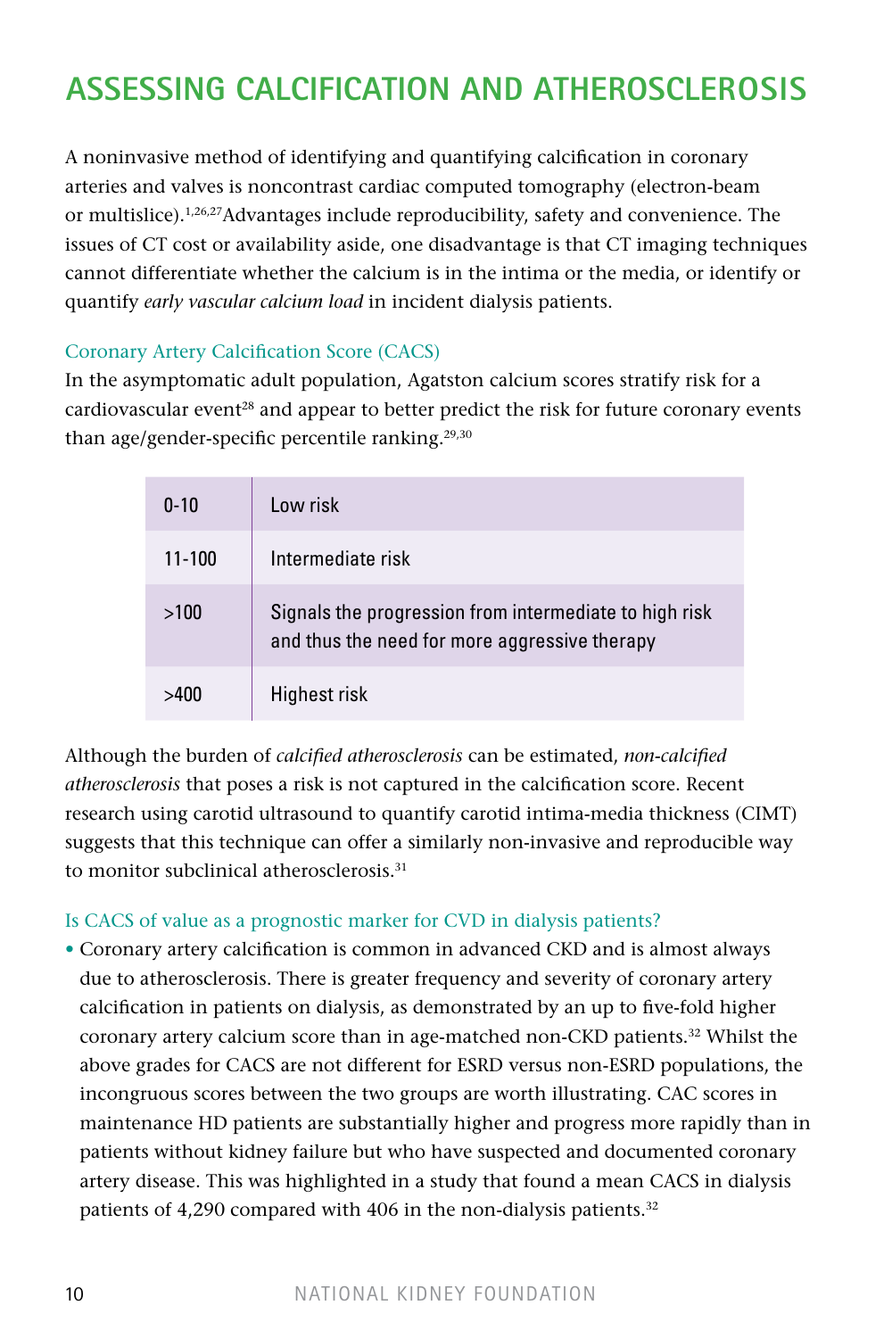# ASSESSING CALCIFICATION AND ATHEROSCLEROSIS

A noninvasive method of identifying and quantifying calcification in coronary arteries and valves is noncontrast cardiac computed tomography (electron-beam or multislice).[1,26,27] Advantages include reproducibility, safety and convenience. The issues of CT cost or availability aside, one disadvantage is that CT imaging techniques cannot differentiate whether the calcium is in the intima or the media, or identify or quantify *early vascular calcium load* in incident dialysis patients.

### Coronary Artery Calcification Score (CACS)

In the asymptomatic adult population, Agatston calcium scores stratify risk for a cardiovascular event[28] and appear to better predict the risk for future coronary events than age/gender-specific percentile ranking.[29,30]

| Score | Risk |
|---|---|
| 0-10 | Low risk |
| 11-100 | Intermediate risk |
| >100 | Signals the progression from intermediate to high risk and thus the need for more aggressive therapy |
| >400 | Highest risk |

Although the burden of *calcified atherosclerosis* can be estimated, *non-calcified atherosclerosis* that poses a risk is not captured in the calcification score. Recent research using carotid ultrasound to quantify carotid intima-media thickness (CIMT) suggests that this technique can offer a similarly non-invasive and reproducible way to monitor subclinical atherosclerosis.[31]

### Is CACS of value as a prognostic marker for CVD in dialysis patients?

- Coronary artery calcification is common in advanced CKD and is almost always due to atherosclerosis. There is greater frequency and severity of coronary artery calcification in patients on dialysis, as demonstrated by an up to five-fold higher coronary artery calcium score than in age-matched non-CKD patients.[32] Whilst the above grades for CACS are not different for ESRD versus non-ESRD populations, the incongruous scores between the two groups are worth illustrating. CAC scores in maintenance HD patients are substantially higher and progress more rapidly than in patients without kidney failure but who have suspected and documented coronary artery disease. This was highlighted in a study that found a mean CACS in dialysis patients of 4,290 compared with 406 in the non-dialysis patients.[32]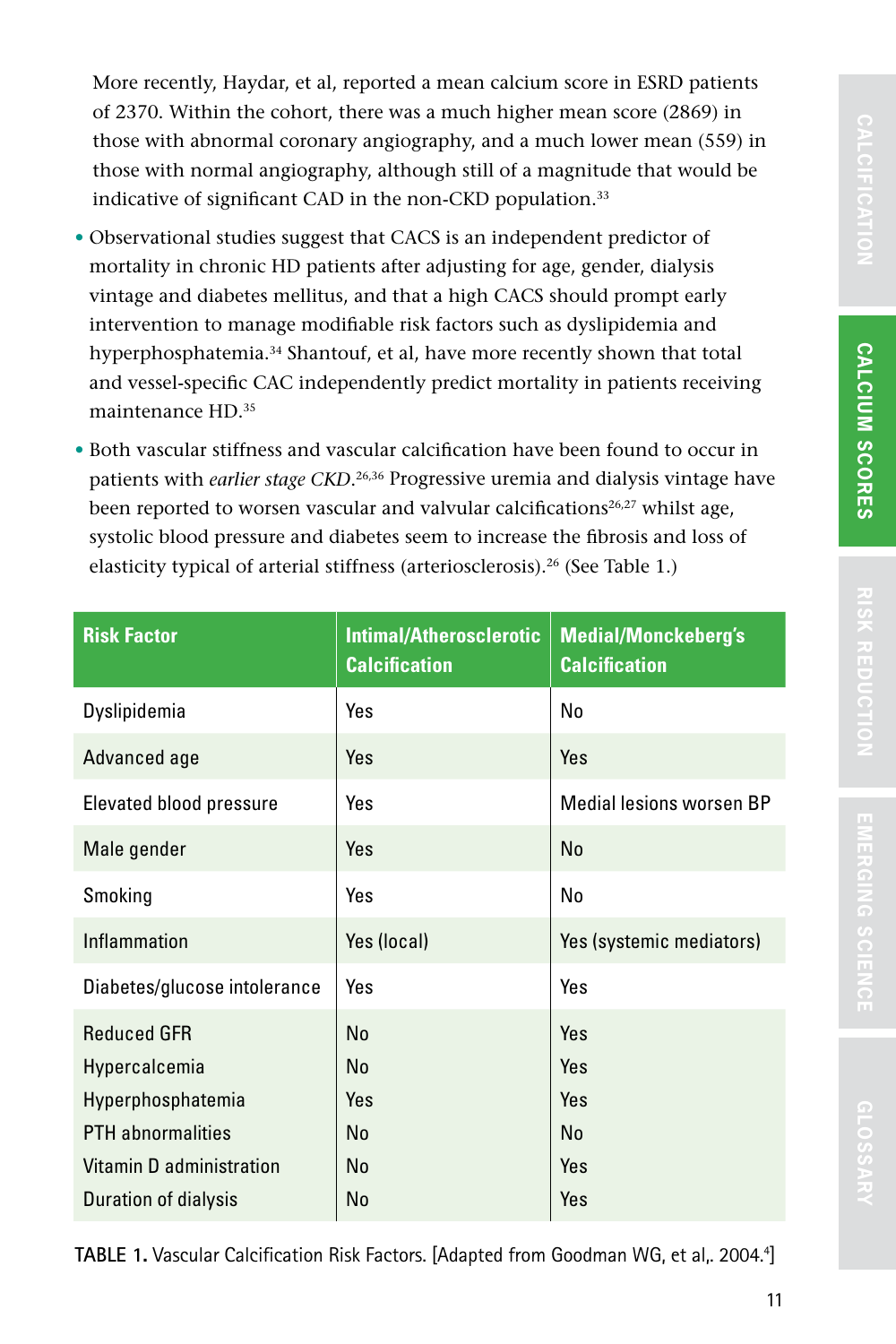More recently, Haydar, et al, reported a mean calcium score in ESRD patients of 2370. Within the cohort, there was a much higher mean score (2869) in those with abnormal coronary angiography, and a much lower mean (559) in those with normal angiography, although still of a magnitude that would be indicative of significant CAD in the non-CKD population.[33]

- Observational studies suggest that CACS is an independent predictor of mortality in chronic HD patients after adjusting for age, gender, dialysis vintage and diabetes mellitus, and that a high CACS should prompt early intervention to manage modifiable risk factors such as dyslipidemia and hyperphosphatemia.[34] Shantouf, et al, have more recently shown that total and vessel-specific CAC independently predict mortality in patients receiving maintenance HD.[35]
- Both vascular stiffness and vascular calcification have been found to occur in patients with *earlier stage CKD*.[26,36] Progressive uremia and dialysis vintage have been reported to worsen vascular and valvular calcifications[26,27] whilst age, systolic blood pressure and diabetes seem to increase the fibrosis and loss of elasticity typical of arterial stiffness (arteriosclerosis).[26] (See Table 1.)

| Risk Factor | Intimal/Atherosclerotic Calcification | Medial/Monckeberg's Calcification |
|---|---|---|
| Dyslipidemia | Yes | No |
| Advanced age | Yes | Yes |
| Elevated blood pressure | Yes | Medial lesions worsen BP |
| Male gender | Yes | No |
| Smoking | Yes | No |
| Inflammation | Yes (local) | Yes (systemic mediators) |
| Diabetes/glucose intolerance | Yes | Yes |
| Reduced GFR | No | Yes |
| Hypercalcemia | No | Yes |
| Hyperphosphatemia | Yes | Yes |
| PTH abnormalities | No | No |
| Vitamin D administration | No | Yes |
| Duration of dialysis | No | Yes |

**TABLE 1.** Vascular Calcification Risk Factors. [Adapted from Goodman WG, et al,. 2004.[4]]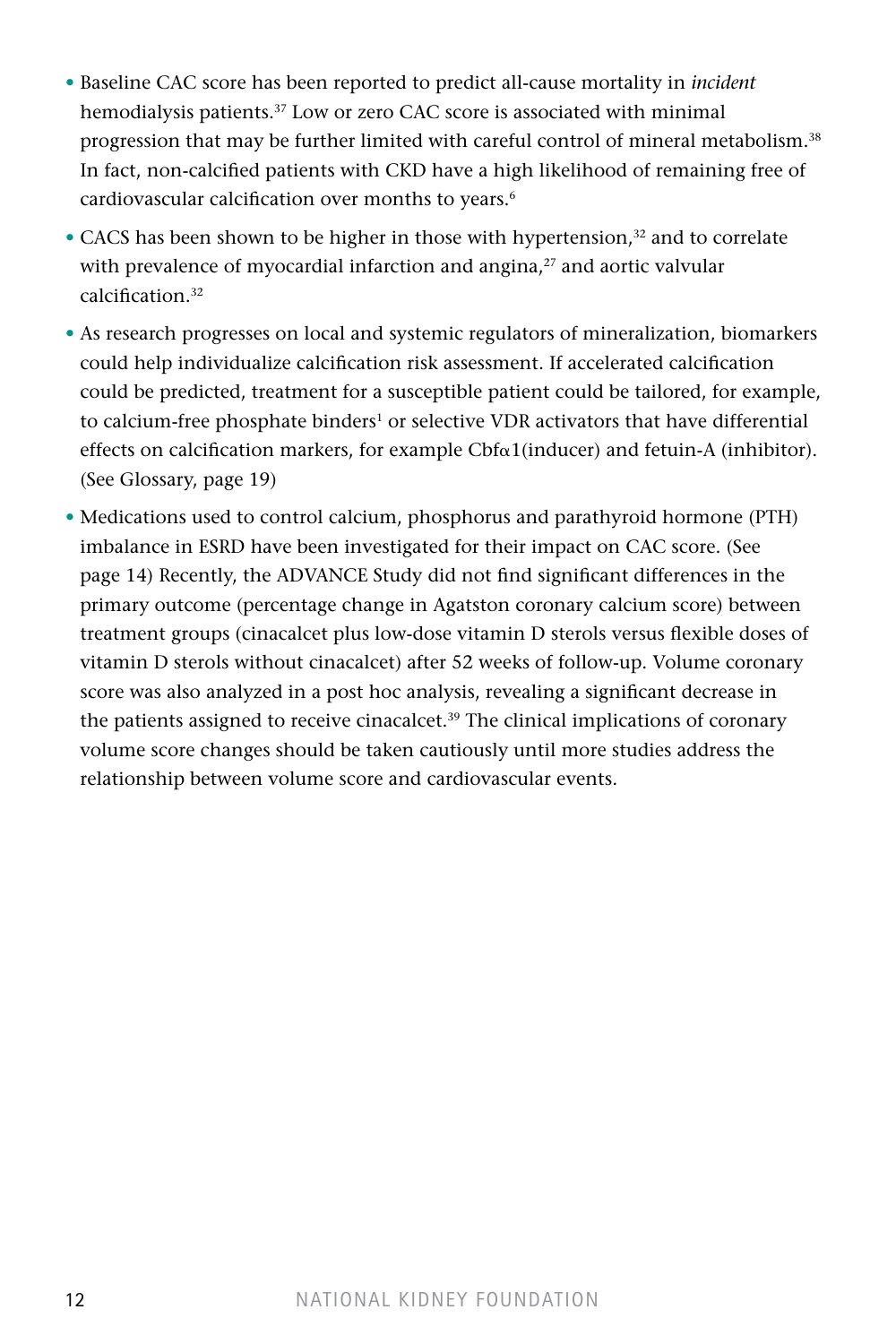- Baseline CAC score has been reported to predict all-cause mortality in *incident* hemodialysis patients.[37] Low or zero CAC score is associated with minimal progression that may be further limited with careful control of mineral metabolism.[38] In fact, non-calcified patients with CKD have a high likelihood of remaining free of cardiovascular calcification over months to years.[6]
- CACS has been shown to be higher in those with hypertension,[32] and to correlate with prevalence of myocardial infarction and angina,[27] and aortic valvular calcification.[32]
- As research progresses on local and systemic regulators of mineralization, biomarkers could help individualize calcification risk assessment. If accelerated calcification could be predicted, treatment for a susceptible patient could be tailored, for example, to calcium-free phosphate binders[1] or selective VDR activators that have differential effects on calcification markers, for example Cbfα1(inducer) and fetuin-A (inhibitor). (See Glossary, page 19)
- Medications used to control calcium, phosphorus and parathyroid hormone (PTH) imbalance in ESRD have been investigated for their impact on CAC score. (See page 14) Recently, the ADVANCE Study did not find significant differences in the primary outcome (percentage change in Agatston coronary calcium score) between treatment groups (cinacalcet plus low-dose vitamin D sterols versus flexible doses of vitamin D sterols without cinacalcet) after 52 weeks of follow-up. Volume coronary score was also analyzed in a post hoc analysis, revealing a significant decrease in the patients assigned to receive cinacalcet.[39] The clinical implications of coronary volume score changes should be taken cautiously until more studies address the relationship between volume score and cardiovascular events.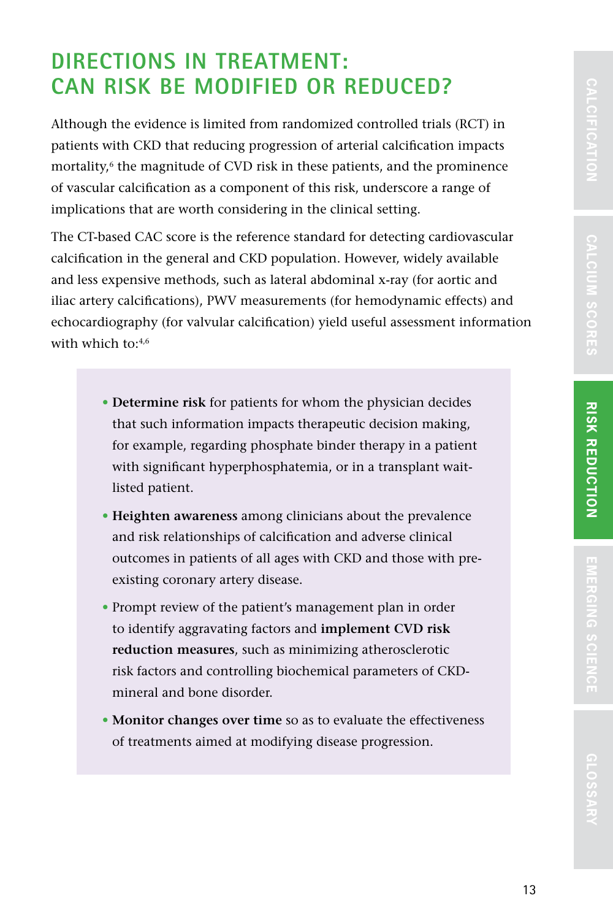# DIRECTIONS IN TREATMENT: CAN RISK BE MODIFIED OR REDUCED?

Although the evidence is limited from randomized controlled trials (RCT) in patients with CKD that reducing progression of arterial calcification impacts mortality,[6] the magnitude of CVD risk in these patients, and the prominence of vascular calcification as a component of this risk, underscore a range of implications that are worth considering in the clinical setting.

The CT-based CAC score is the reference standard for detecting cardiovascular calcification in the general and CKD population. However, widely available and less expensive methods, such as lateral abdominal x-ray (for aortic and iliac artery calcifications), PWV measurements (for hemodynamic effects) and echocardiography (for valvular calcification) yield useful assessment information with which to:[4,6]

- **Determine risk** for patients for whom the physician decides that such information impacts therapeutic decision making, for example, regarding phosphate binder therapy in a patient with significant hyperphosphatemia, or in a transplant wait-listed patient.
- **Heighten awareness** among clinicians about the prevalence and risk relationships of calcification and adverse clinical outcomes in patients of all ages with CKD and those with pre-existing coronary artery disease.
- Prompt review of the patient's management plan in order to identify aggravating factors and **implement CVD risk reduction measures**, such as minimizing atherosclerotic risk factors and controlling biochemical parameters of CKD-mineral and bone disorder.
- **Monitor changes over time** so as to evaluate the effectiveness of treatments aimed at modifying disease progression.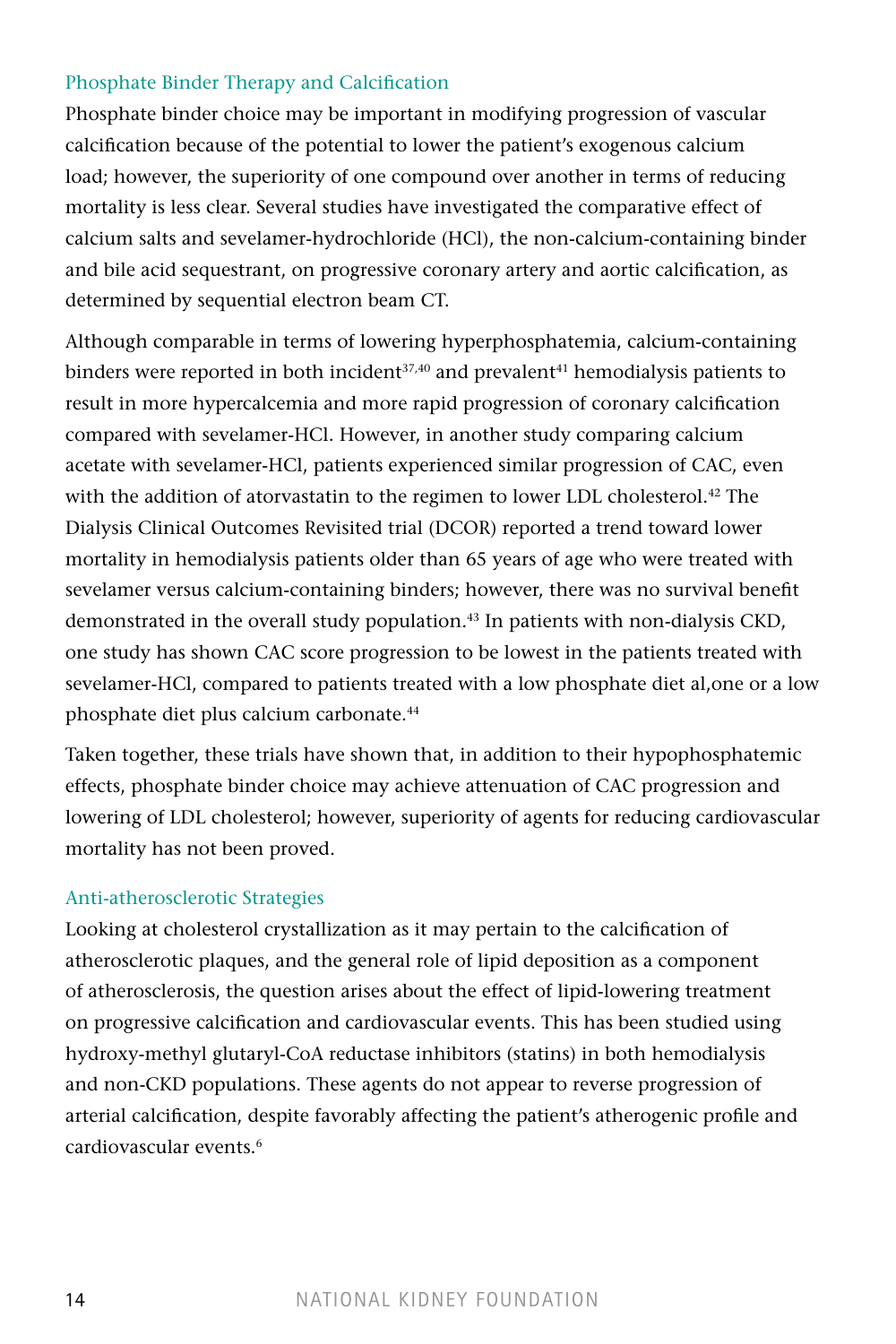### Phosphate Binder Therapy and Calcification

Phosphate binder choice may be important in modifying progression of vascular calcification because of the potential to lower the patient's exogenous calcium load; however, the superiority of one compound over another in terms of reducing mortality is less clear. Several studies have investigated the comparative effect of calcium salts and sevelamer-hydrochloride (HCl), the non-calcium-containing binder and bile acid sequestrant, on progressive coronary artery and aortic calcification, as determined by sequential electron beam CT.

Although comparable in terms of lowering hyperphosphatemia, calcium-containing binders were reported in both incident[37,40] and prevalent[41] hemodialysis patients to result in more hypercalcemia and more rapid progression of coronary calcification compared with sevelamer-HCl. However, in another study comparing calcium acetate with sevelamer-HCl, patients experienced similar progression of CAC, even with the addition of atorvastatin to the regimen to lower LDL cholesterol.[42] The Dialysis Clinical Outcomes Revisited trial (DCOR) reported a trend toward lower mortality in hemodialysis patients older than 65 years of age who were treated with sevelamer versus calcium-containing binders; however, there was no survival benefit demonstrated in the overall study population.[43] In patients with non-dialysis CKD, one study has shown CAC score progression to be lowest in the patients treated with sevelamer-HCl, compared to patients treated with a low phosphate diet al,one or a low phosphate diet plus calcium carbonate.[44]

Taken together, these trials have shown that, in addition to their hypophosphatemic effects, phosphate binder choice may achieve attenuation of CAC progression and lowering of LDL cholesterol; however, superiority of agents for reducing cardiovascular mortality has not been proved.

### Anti-atherosclerotic Strategies

Looking at cholesterol crystallization as it may pertain to the calcification of atherosclerotic plaques, and the general role of lipid deposition as a component of atherosclerosis, the question arises about the effect of lipid-lowering treatment on progressive calcification and cardiovascular events. This has been studied using hydroxy-methyl glutaryl-CoA reductase inhibitors (statins) in both hemodialysis and non-CKD populations. These agents do not appear to reverse progression of arterial calcification, despite favorably affecting the patient's atherogenic profile and cardiovascular events.[6]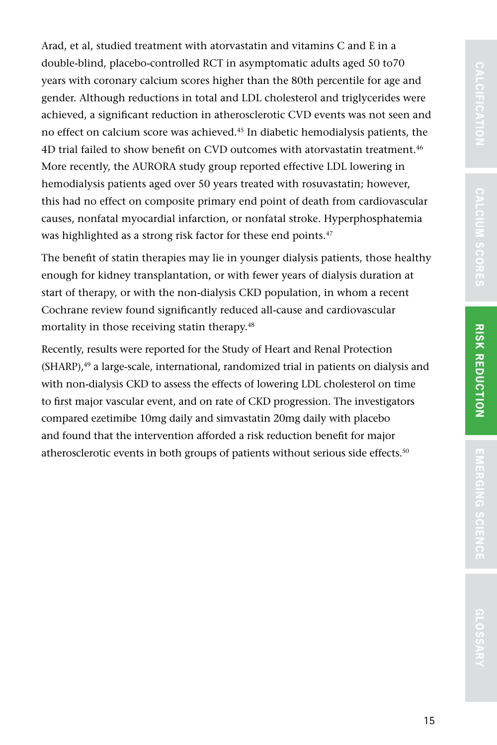Arad, et al, studied treatment with atorvastatin and vitamins C and E in a double-blind, placebo-controlled RCT in asymptomatic adults aged 50 to70 years with coronary calcium scores higher than the 80th percentile for age and gender. Although reductions in total and LDL cholesterol and triglycerides were achieved, a significant reduction in atherosclerotic CVD events was not seen and no effect on calcium score was achieved.[45] In diabetic hemodialysis patients, the 4D trial failed to show benefit on CVD outcomes with atorvastatin treatment.[46] More recently, the AURORA study group reported effective LDL lowering in hemodialysis patients aged over 50 years treated with rosuvastatin; however, this had no effect on composite primary end point of death from cardiovascular causes, nonfatal myocardial infarction, or nonfatal stroke. Hyperphosphatemia was highlighted as a strong risk factor for these end points.[47]

The benefit of statin therapies may lie in younger dialysis patients, those healthy enough for kidney transplantation, or with fewer years of dialysis duration at start of therapy, or with the non-dialysis CKD population, in whom a recent Cochrane review found significantly reduced all-cause and cardiovascular mortality in those receiving statin therapy.[48]

Recently, results were reported for the Study of Heart and Renal Protection (SHARP),[49] a large-scale, international, randomized trial in patients on dialysis and with non-dialysis CKD to assess the effects of lowering LDL cholesterol on time to first major vascular event, and on rate of CKD progression. The investigators compared ezetimibe 10mg daily and simvastatin 20mg daily with placebo and found that the intervention afforded a risk reduction benefit for major atherosclerotic events in both groups of patients without serious side effects.[50]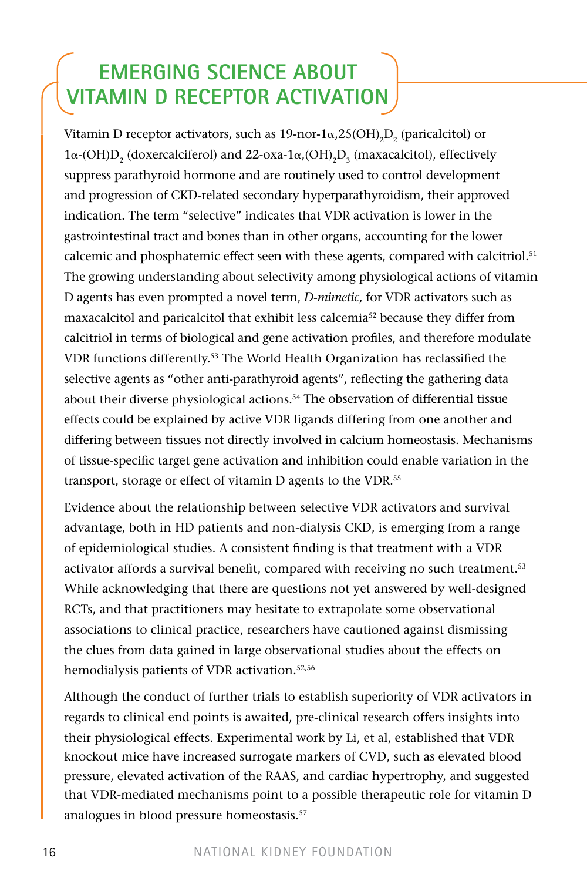# EMERGING SCIENCE ABOUT VITAMIN D RECEPTOR ACTIVATION

Vitamin D receptor activators, such as 19-nor-1α,25$(OH)_2D_2$ (paricalcitol) or 1α-$(OH)D_2$ (doxercalciferol) and 22-oxa-1α,$(OH)_2D_3$ (maxacalcitol), effectively suppress parathyroid hormone and are routinely used to control development and progression of CKD-related secondary hyperparathyroidism, their approved indication. The term "selective" indicates that VDR activation is lower in the gastrointestinal tract and bones than in other organs, accounting for the lower calcemic and phosphatemic effect seen with these agents, compared with calcitriol.[51] The growing understanding about selectivity among physiological actions of vitamin D agents has even prompted a novel term, *D-mimetic*, for VDR activators such as maxacalcitol and paricalcitol that exhibit less calcemia[52] because they differ from calcitriol in terms of biological and gene activation profiles, and therefore modulate VDR functions differently.[53] The World Health Organization has reclassified the selective agents as "other anti-parathyroid agents", reflecting the gathering data about their diverse physiological actions.[54] The observation of differential tissue effects could be explained by active VDR ligands differing from one another and differing between tissues not directly involved in calcium homeostasis. Mechanisms of tissue-specific target gene activation and inhibition could enable variation in the transport, storage or effect of vitamin D agents to the VDR.[55]

Evidence about the relationship between selective VDR activators and survival advantage, both in HD patients and non-dialysis CKD, is emerging from a range of epidemiological studies. A consistent finding is that treatment with a VDR activator affords a survival benefit, compared with receiving no such treatment.[53] While acknowledging that there are questions not yet answered by well-designed RCTs, and that practitioners may hesitate to extrapolate some observational associations to clinical practice, researchers have cautioned against dismissing the clues from data gained in large observational studies about the effects on hemodialysis patients of VDR activation.[52,56]

Although the conduct of further trials to establish superiority of VDR activators in regards to clinical end points is awaited, pre-clinical research offers insights into their physiological effects. Experimental work by Li, et al, established that VDR knockout mice have increased surrogate markers of CVD, such as elevated blood pressure, elevated activation of the RAAS, and cardiac hypertrophy, and suggested that VDR-mediated mechanisms point to a possible therapeutic role for vitamin D analogues in blood pressure homeostasis.[57]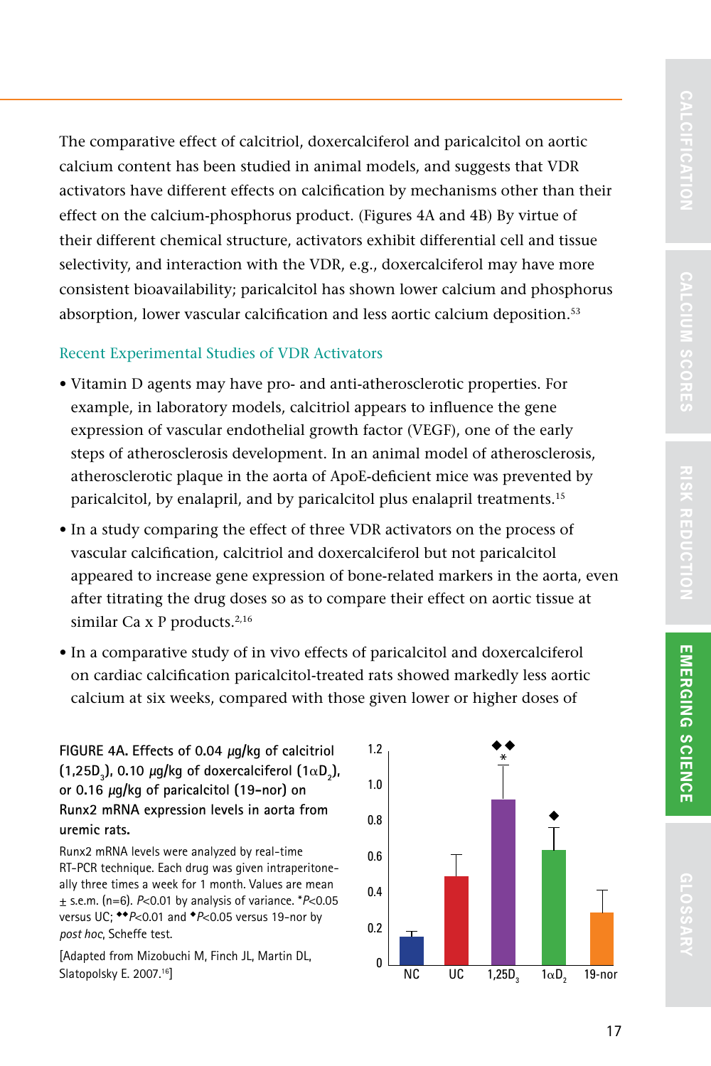The comparative effect of calcitriol, doxercalciferol and paricalcitol on aortic calcium content has been studied in animal models, and suggests that VDR activators have different effects on calcification by mechanisms other than their effect on the calcium-phosphorus product. (Figures 4A and 4B) By virtue of their different chemical structure, activators exhibit differential cell and tissue selectivity, and interaction with the VDR, e.g., doxercalciferol may have more consistent bioavailability; paricalcitol has shown lower calcium and phosphorus absorption, lower vascular calcification and less aortic calcium deposition.[53]

### Recent Experimental Studies of VDR Activators

- Vitamin D agents may have pro- and anti-atherosclerotic properties. For example, in laboratory models, calcitriol appears to influence the gene expression of vascular endothelial growth factor (VEGF), one of the early steps of atherosclerosis development. In an animal model of atherosclerosis, atherosclerotic plaque in the aorta of ApoE-deficient mice was prevented by paricalcitol, by enalapril, and by paricalcitol plus enalapril treatments.[15]
- In a study comparing the effect of three VDR activators on the process of vascular calcification, calcitriol and doxercalciferol but not paricalcitol appeared to increase gene expression of bone-related markers in the aorta, even after titrating the drug doses so as to compare their effect on aortic tissue at similar Ca x P products.[2,16]
- In a comparative study of in vivo effects of paricalcitol and doxercalciferol on cardiac calcification paricalcitol-treated rats showed markedly less aortic calcium at six weeks, compared with those given lower or higher doses of

**FIGURE 4A. Effects of 0.04 μg/kg of calcitriol ($1,25D_3$), 0.10 μg/kg of doxercalciferol ($1\alpha D_2$), or 0.16 μg/kg of paricalcitol (19-nor) on Runx2 mRNA expression levels in aorta from uremic rats.**

Runx2 mRNA levels were analyzed by real-time RT-PCR technique. Each drug was given intraperitoneally three times a week for 1 month. Values are mean ± s.e.m. (n=6). $P<0.01$ by analysis of variance. \*$P<0.05$ versus UC; ◆◆$P<0.01$ and ◆$P<0.05$ versus 19-nor by *post hoc*, Scheffe test.

[Adapted from Mizobuchi M, Finch JL, Martin DL, Slatopolsky E. 2007.[16]]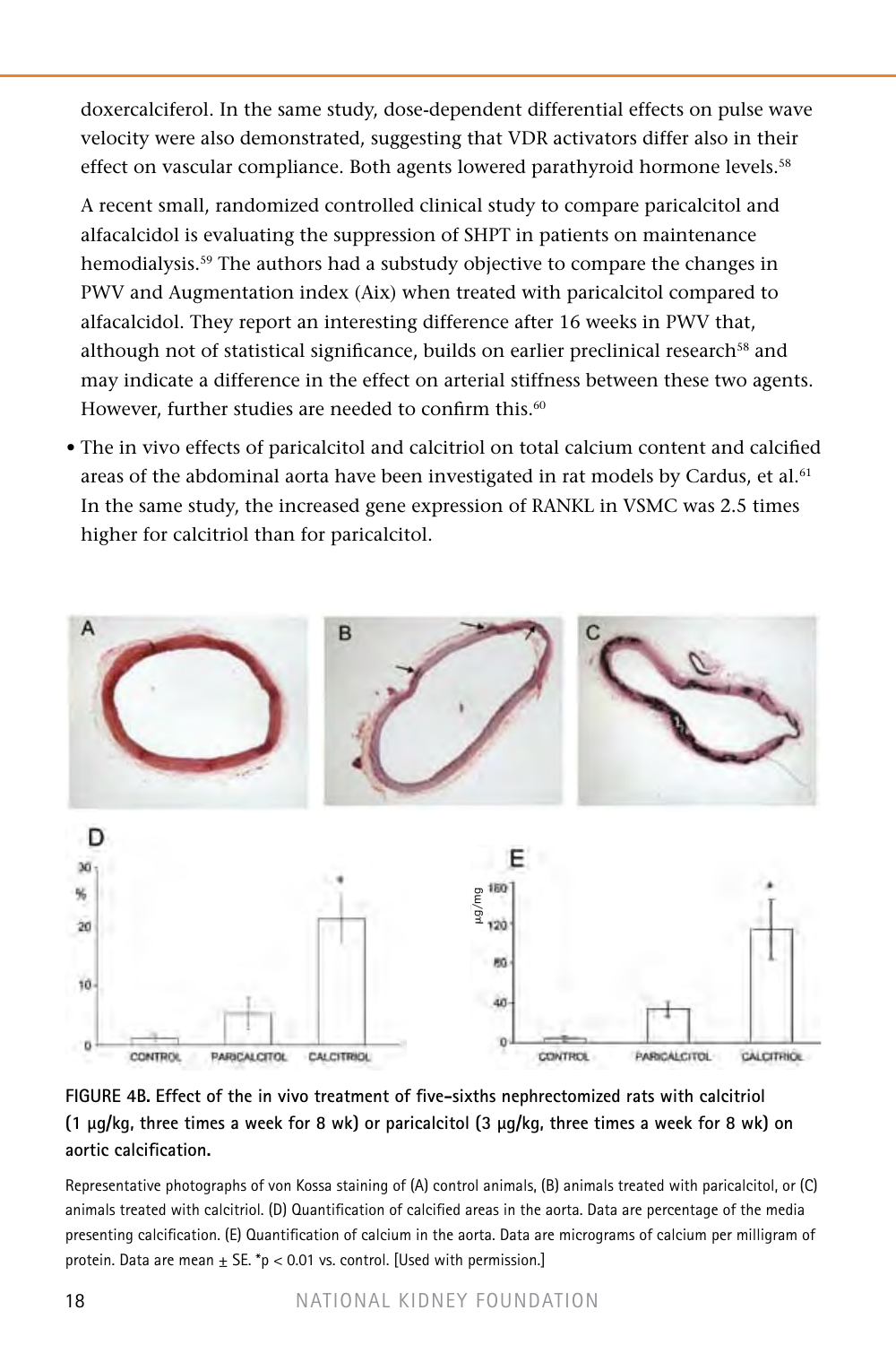doxercalciferol. In the same study, dose-dependent differential effects on pulse wave velocity were also demonstrated, suggesting that VDR activators differ also in their effect on vascular compliance. Both agents lowered parathyroid hormone levels.[58]

A recent small, randomized controlled clinical study to compare paricalcitol and alfacalcidol is evaluating the suppression of SHPT in patients on maintenance hemodialysis.[59] The authors had a substudy objective to compare the changes in PWV and Augmentation index (Aix) when treated with paricalcitol compared to alfacalcidol. They report an interesting difference after 16 weeks in PWV that, although not of statistical significance, builds on earlier preclinical research[58] and may indicate a difference in the effect on arterial stiffness between these two agents. However, further studies are needed to confirm this.[60]

- The in vivo effects of paricalcitol and calcitriol on total calcium content and calcified areas of the abdominal aorta have been investigated in rat models by Cardus, et al.[61] In the same study, the increased gene expression of RANKL in VSMC was 2.5 times higher for calcitriol than for paricalcitol.

**FIGURE 4B. Effect of the in vivo treatment of five-sixths nephrectomized rats with calcitriol (1 μg/kg, three times a week for 8 wk) or paricalcitol (3 μg/kg, three times a week for 8 wk) on aortic calcification.**

Representative photographs of von Kossa staining of (A) control animals, (B) animals treated with paricalcitol, or (C) animals treated with calcitriol. (D) Quantification of calcified areas in the aorta. Data are percentage of the media presenting calcification. (E) Quantification of calcium in the aorta. Data are micrograms of calcium per milligram of protein. Data are mean ± SE. *$p < 0.01$ vs. control. [Used with permission.]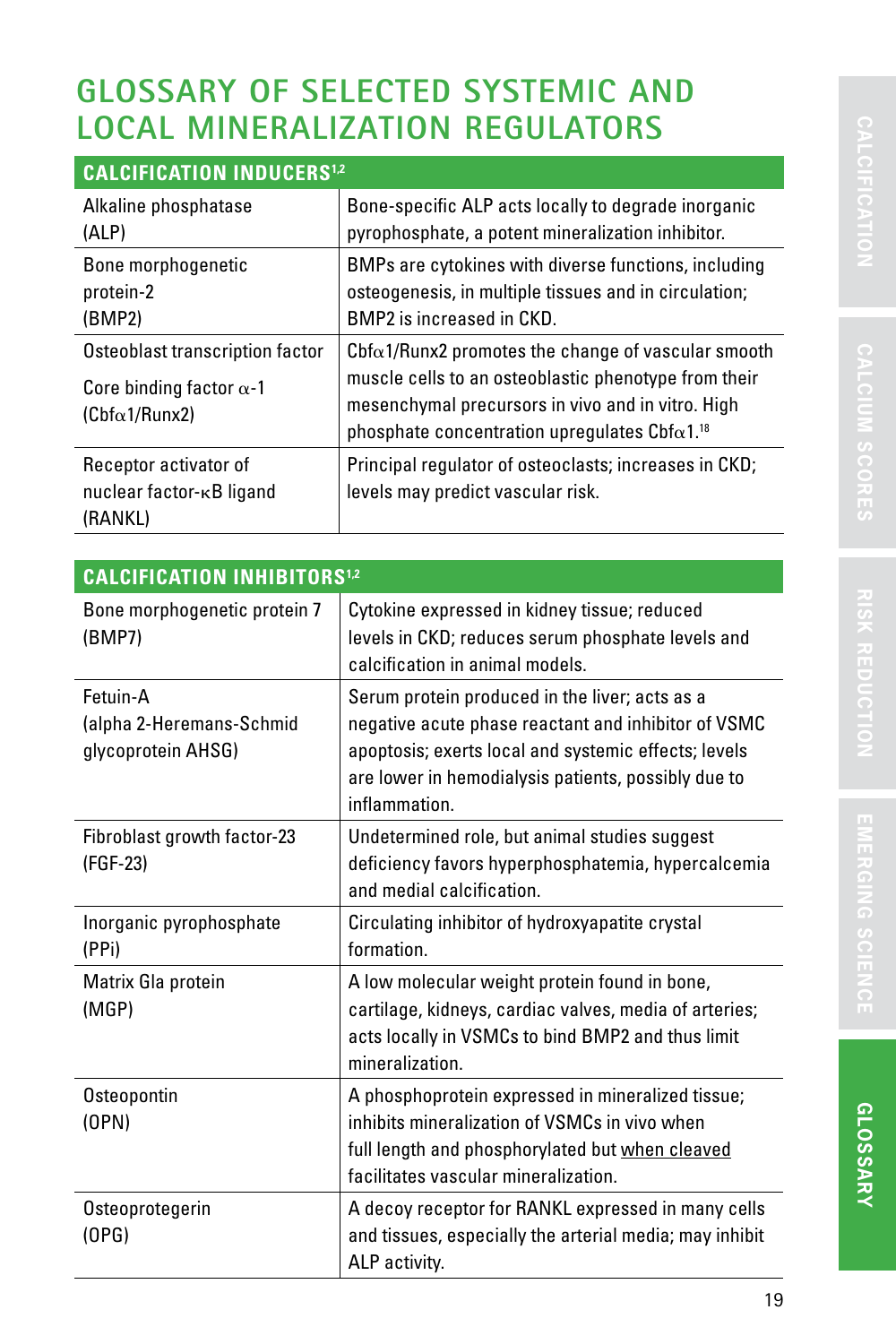# GLOSSARY OF SELECTED SYSTEMIC AND LOCAL MINERALIZATION REGULATORS

| CALCIFICATION INDUCERS[1,2] | |
|---|---|
| Alkaline phosphatase (ALP) | Bone-specific ALP acts locally to degrade inorganic pyrophosphate, a potent mineralization inhibitor. |
| Bone morphogenetic protein-2 (BMP2) | BMPs are cytokines with diverse functions, including osteogenesis, in multiple tissues and in circulation; BMP2 is increased in CKD. |
| Osteoblast transcription factor Core binding factor α-1 (Cbfα1/Runx2) | Cbfα1/Runx2 promotes the change of vascular smooth muscle cells to an osteoblastic phenotype from their mesenchymal precursors in vivo and in vitro. High phosphate concentration upregulates Cbfα1.[18] |
| Receptor activator of nuclear factor-κB ligand (RANKL) | Principal regulator of osteoclasts; increases in CKD; levels may predict vascular risk. |

| CALCIFICATION INHIBITORS[1,2] | |
|---|---|
| Bone morphogenetic protein 7 (BMP7) | Cytokine expressed in kidney tissue; reduced levels in CKD; reduces serum phosphate levels and calcification in animal models. |
| Fetuin-A (alpha 2-Heremans-Schmid glycoprotein AHSG) | Serum protein produced in the liver; acts as a negative acute phase reactant and inhibitor of VSMC apoptosis; exerts local and systemic effects; levels are lower in hemodialysis patients, possibly due to inflammation. |
| Fibroblast growth factor-23 (FGF-23) | Undetermined role, but animal studies suggest deficiency favors hyperphosphatemia, hypercalcemia and medial calcification. |
| Inorganic pyrophosphate (PPi) | Circulating inhibitor of hydroxyapatite crystal formation. |
| Matrix Gla protein (MGP) | A low molecular weight protein found in bone, cartilage, kidneys, cardiac valves, media of arteries; acts locally in VSMCs to bind BMP2 and thus limit mineralization. |
| Osteopontin (OPN) | A phosphoprotein expressed in mineralized tissue; inhibits mineralization of VSMCs in vivo when full length and phosphorylated but when cleaved facilitates vascular mineralization. |
| Osteoprotegerin (OPG) | A decoy receptor for RANKL expressed in many cells and tissues, especially the arterial media; may inhibit ALP activity. |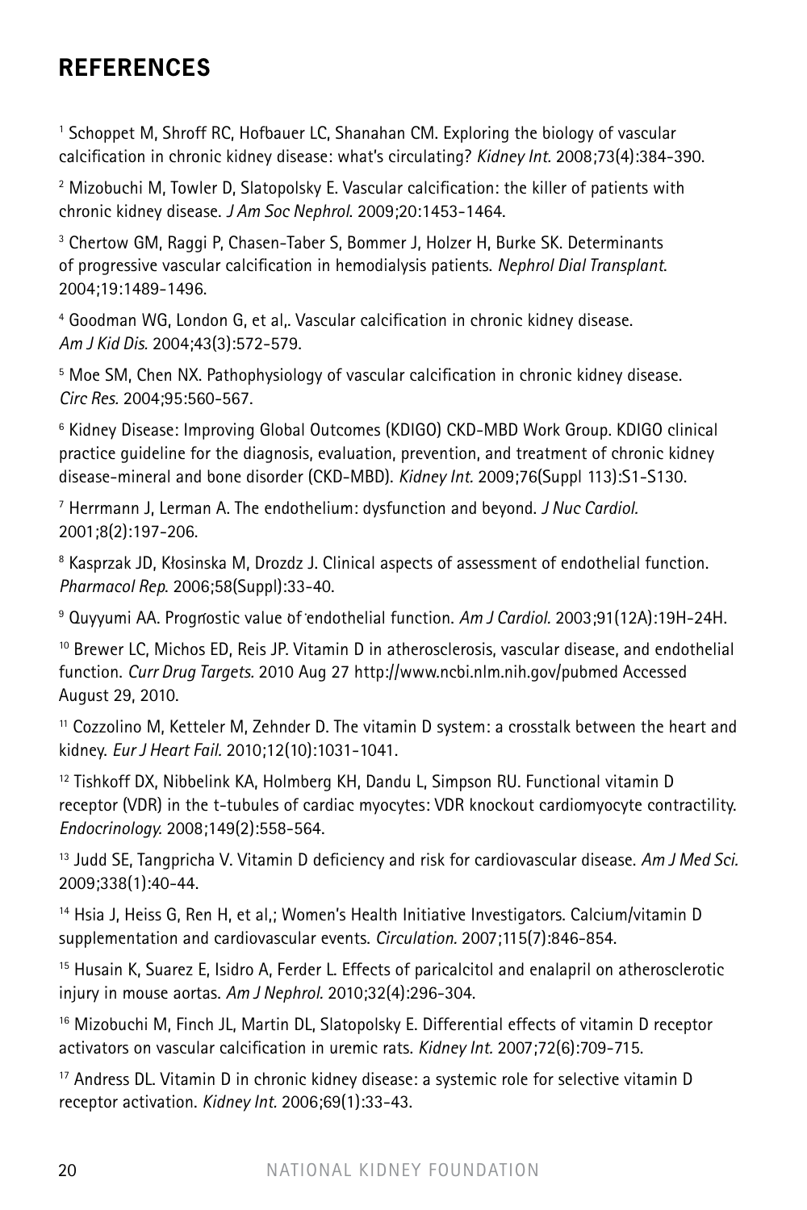## REFERENCES

[1] Schoppet M, Shroff RC, Hofbauer LC, Shanahan CM. Exploring the biology of vascular calcification in chronic kidney disease: what's circulating? *Kidney Int.* 2008;73(4):384-390.

[2] Mizobuchi M, Towler D, Slatopolsky E. Vascular calcification: the killer of patients with chronic kidney disease. *J Am Soc Nephrol.* 2009;20:1453-1464.

[3] Chertow GM, Raggi P, Chasen-Taber S, Bommer J, Holzer H, Burke SK. Determinants of progressive vascular calcification in hemodialysis patients. *Nephrol Dial Transplant.* 2004;19:1489-1496.

[4] Goodman WG, London G, et al,. Vascular calcification in chronic kidney disease. *Am J Kid Dis.* 2004;43(3):572-579.

[5] Moe SM, Chen NX. Pathophysiology of vascular calcification in chronic kidney disease. *Circ Res.* 2004;95:560-567.

[6] Kidney Disease: Improving Global Outcomes (KDIGO) CKD-MBD Work Group. KDIGO clinical practice guideline for the diagnosis, evaluation, prevention, and treatment of chronic kidney disease-mineral and bone disorder (CKD-MBD). *Kidney Int.* 2009;76(Suppl 113):S1-S130.

[7] Herrmann J, Lerman A. The endothelium: dysfunction and beyond. *J Nuc Cardiol.* 2001;8(2):197-206.

[8] Kasprzak JD, Kłosinska M, Drozdz J. Clinical aspects of assessment of endothelial function. *Pharmacol Rep.* 2006;58(Suppl):33-40.

[9] Quyyumi AA. Prognostic value of endothelial function. *Am J Cardiol.* 2003;91(12A):19H-24H.

[10] Brewer LC, Michos ED, Reis JP. Vitamin D in atherosclerosis, vascular disease, and endothelial function. *Curr Drug Targets.* 2010 Aug 27 http://www.ncbi.nlm.nih.gov/pubmed Accessed August 29, 2010.

[11] Cozzolino M, Ketteler M, Zehnder D. The vitamin D system: a crosstalk between the heart and kidney. *Eur J Heart Fail.* 2010;12(10):1031-1041.

[12] Tishkoff DX, Nibbelink KA, Holmberg KH, Dandu L, Simpson RU. Functional vitamin D receptor (VDR) in the t-tubules of cardiac myocytes: VDR knockout cardiomyocyte contractility. *Endocrinology.* 2008;149(2):558-564.

[13] Judd SE, Tangpricha V. Vitamin D deficiency and risk for cardiovascular disease. *Am J Med Sci.* 2009;338(1):40-44.

[14] Hsia J, Heiss G, Ren H, et al,; Women's Health Initiative Investigators. Calcium/vitamin D supplementation and cardiovascular events. *Circulation.* 2007;115(7):846-854.

[15] Husain K, Suarez E, Isidro A, Ferder L. Effects of paricalcitol and enalapril on atherosclerotic injury in mouse aortas. *Am J Nephrol.* 2010;32(4):296-304.

[16] Mizobuchi M, Finch JL, Martin DL, Slatopolsky E. Differential effects of vitamin D receptor activators on vascular calcification in uremic rats. *Kidney Int.* 2007;72(6):709-715.

[17] Andress DL. Vitamin D in chronic kidney disease: a systemic role for selective vitamin D receptor activation. *Kidney Int.* 2006;69(1):33-43.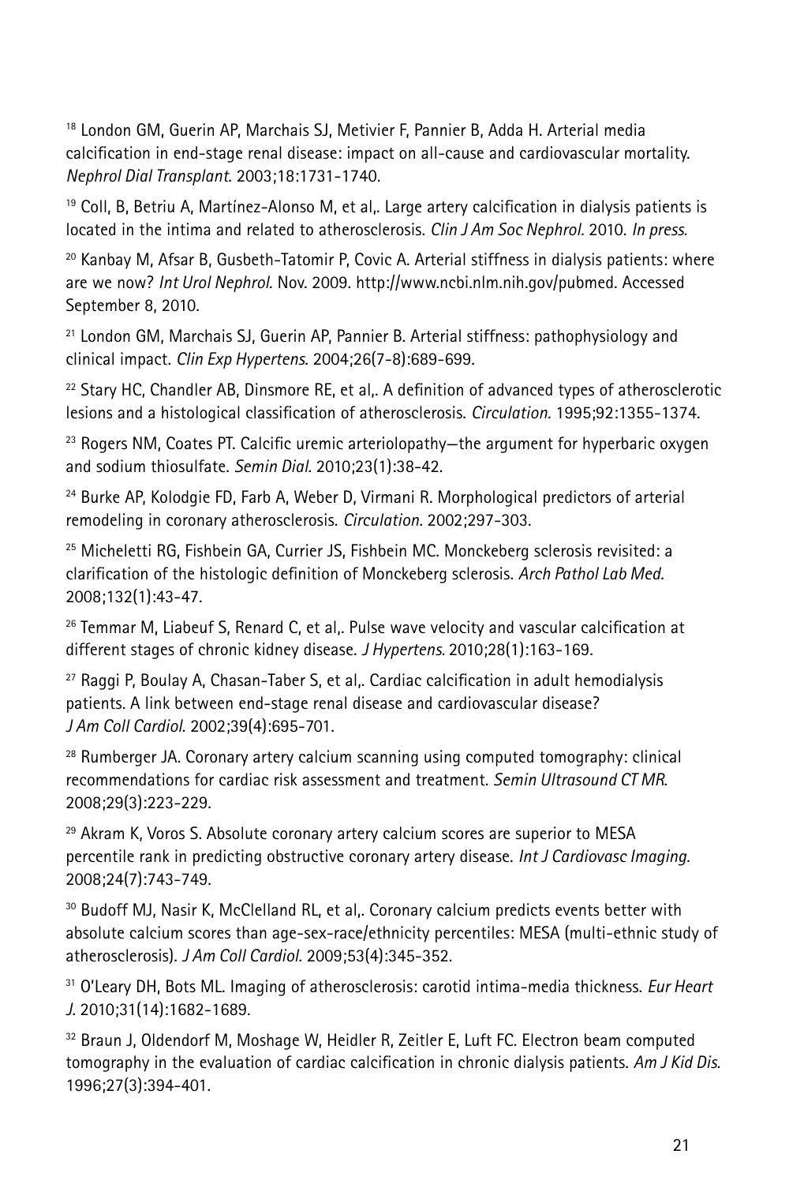[18] London GM, Guerin AP, Marchais SJ, Metivier F, Pannier B, Adda H. Arterial media calcification in end-stage renal disease: impact on all-cause and cardiovascular mortality. *Nephrol Dial Transplant.* 2003;18:1731-1740.

[19] Coll, B, Betriu A, Martínez-Alonso M, et al,. Large artery calcification in dialysis patients is located in the intima and related to atherosclerosis. *Clin J Am Soc Nephrol.* 2010. *In press.*

[20] Kanbay M, Afsar B, Gusbeth-Tatomir P, Covic A. Arterial stiffness in dialysis patients: where are we now? *Int Urol Nephrol.* Nov. 2009. http://www.ncbi.nlm.nih.gov/pubmed. Accessed September 8, 2010.

[21] London GM, Marchais SJ, Guerin AP, Pannier B. Arterial stiffness: pathophysiology and clinical impact. *Clin Exp Hypertens.* 2004;26(7-8):689-699.

[22] Stary HC, Chandler AB, Dinsmore RE, et al,. A definition of advanced types of atherosclerotic lesions and a histological classification of atherosclerosis. *Circulation.* 1995;92:1355-1374.

[23] Rogers NM, Coates PT. Calcific uremic arteriolopathy—the argument for hyperbaric oxygen and sodium thiosulfate. *Semin Dial.* 2010;23(1):38-42.

[24] Burke AP, Kolodgie FD, Farb A, Weber D, Virmani R. Morphological predictors of arterial remodeling in coronary atherosclerosis. *Circulation.* 2002;297-303.

[25] Micheletti RG, Fishbein GA, Currier JS, Fishbein MC. Monckeberg sclerosis revisited: a clarification of the histologic definition of Monckeberg sclerosis. *Arch Pathol Lab Med.* 2008;132(1):43-47.

[26] Temmar M, Liabeuf S, Renard C, et al,. Pulse wave velocity and vascular calcification at different stages of chronic kidney disease. *J Hypertens.* 2010;28(1):163-169.

[27] Raggi P, Boulay A, Chasan-Taber S, et al,. Cardiac calcification in adult hemodialysis patients. A link between end-stage renal disease and cardiovascular disease? *J Am Coll Cardiol.* 2002;39(4):695-701.

[28] Rumberger JA. Coronary artery calcium scanning using computed tomography: clinical recommendations for cardiac risk assessment and treatment. *Semin Ultrasound CT MR.* 2008;29(3):223-229.

[29] Akram K, Voros S. Absolute coronary artery calcium scores are superior to MESA percentile rank in predicting obstructive coronary artery disease. *Int J Cardiovasc Imaging.* 2008;24(7):743-749.

[30] Budoff MJ, Nasir K, McClelland RL, et al,. Coronary calcium predicts events better with absolute calcium scores than age-sex-race/ethnicity percentiles: MESA (multi-ethnic study of atherosclerosis). *J Am Coll Cardiol.* 2009;53(4):345-352.

[31] O'Leary DH, Bots ML. Imaging of atherosclerosis: carotid intima-media thickness. *Eur Heart J.* 2010;31(14):1682-1689.

[32] Braun J, Oldendorf M, Moshage W, Heidler R, Zeitler E, Luft FC. Electron beam computed tomography in the evaluation of cardiac calcification in chronic dialysis patients. *Am J Kid Dis.* 1996;27(3):394-401.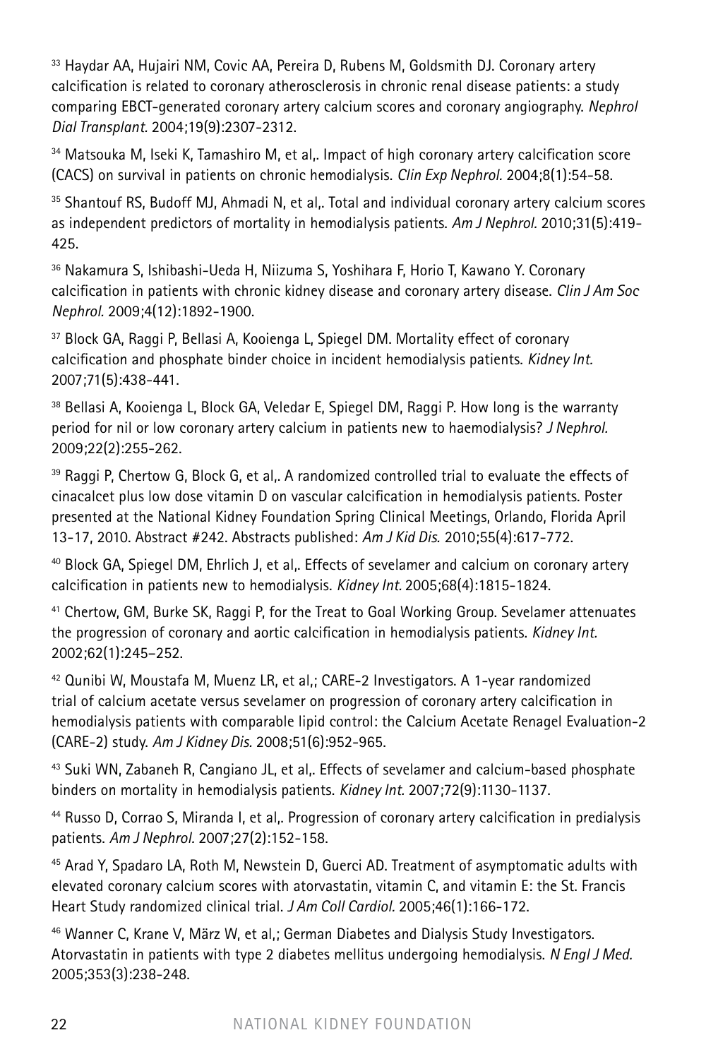[33] Haydar AA, Hujairi NM, Covic AA, Pereira D, Rubens M, Goldsmith DJ. Coronary artery calcification is related to coronary atherosclerosis in chronic renal disease patients: a study comparing EBCT-generated coronary artery calcium scores and coronary angiography. *Nephrol Dial Transplant.* 2004;19(9):2307-2312.

[34] Matsouka M, Iseki K, Tamashiro M, et al,. Impact of high coronary artery calcification score (CACS) on survival in patients on chronic hemodialysis. *Clin Exp Nephrol.* 2004;8(1):54-58.

[35] Shantouf RS, Budoff MJ, Ahmadi N, et al,. Total and individual coronary artery calcium scores as independent predictors of mortality in hemodialysis patients. *Am J Nephrol.* 2010;31(5):419-425.

[36] Nakamura S, Ishibashi-Ueda H, Niizuma S, Yoshihara F, Horio T, Kawano Y. Coronary calcification in patients with chronic kidney disease and coronary artery disease. *Clin J Am Soc Nephrol.* 2009;4(12):1892-1900.

[37] Block GA, Raggi P, Bellasi A, Kooienga L, Spiegel DM. Mortality effect of coronary calcification and phosphate binder choice in incident hemodialysis patients. *Kidney Int.* 2007;71(5):438-441.

[38] Bellasi A, Kooienga L, Block GA, Veledar E, Spiegel DM, Raggi P. How long is the warranty period for nil or low coronary artery calcium in patients new to haemodialysis? *J Nephrol.* 2009;22(2):255-262.

[39] Raggi P, Chertow G, Block G, et al,. A randomized controlled trial to evaluate the effects of cinacalcet plus low dose vitamin D on vascular calcification in hemodialysis patients. Poster presented at the National Kidney Foundation Spring Clinical Meetings, Orlando, Florida April 13-17, 2010. Abstract #242. Abstracts published: *Am J Kid Dis.* 2010;55(4):617-772.

[40] Block GA, Spiegel DM, Ehrlich J, et al,. Effects of sevelamer and calcium on coronary artery calcification in patients new to hemodialysis. *Kidney Int.* 2005;68(4):1815-1824.

[41] Chertow, GM, Burke SK, Raggi P, for the Treat to Goal Working Group. Sevelamer attenuates the progression of coronary and aortic calcification in hemodialysis patients. *Kidney Int.* 2002;62(1):245–252.

[42] Qunibi W, Moustafa M, Muenz LR, et al,; CARE-2 Investigators. A 1-year randomized trial of calcium acetate versus sevelamer on progression of coronary artery calcification in hemodialysis patients with comparable lipid control: the Calcium Acetate Renagel Evaluation-2 (CARE-2) study. *Am J Kidney Dis.* 2008;51(6):952-965.

[43] Suki WN, Zabaneh R, Cangiano JL, et al,. Effects of sevelamer and calcium-based phosphate binders on mortality in hemodialysis patients. *Kidney Int.* 2007;72(9):1130-1137.

[44] Russo D, Corrao S, Miranda I, et al,. Progression of coronary artery calcification in predialysis patients. *Am J Nephrol.* 2007;27(2):152-158.

[45] Arad Y, Spadaro LA, Roth M, Newstein D, Guerci AD. Treatment of asymptomatic adults with elevated coronary calcium scores with atorvastatin, vitamin C, and vitamin E: the St. Francis Heart Study randomized clinical trial. *J Am Coll Cardiol.* 2005;46(1):166-172.

[46] Wanner C, Krane V, März W, et al,; German Diabetes and Dialysis Study Investigators. Atorvastatin in patients with type 2 diabetes mellitus undergoing hemodialysis. *N Engl J Med.* 2005;353(3):238-248.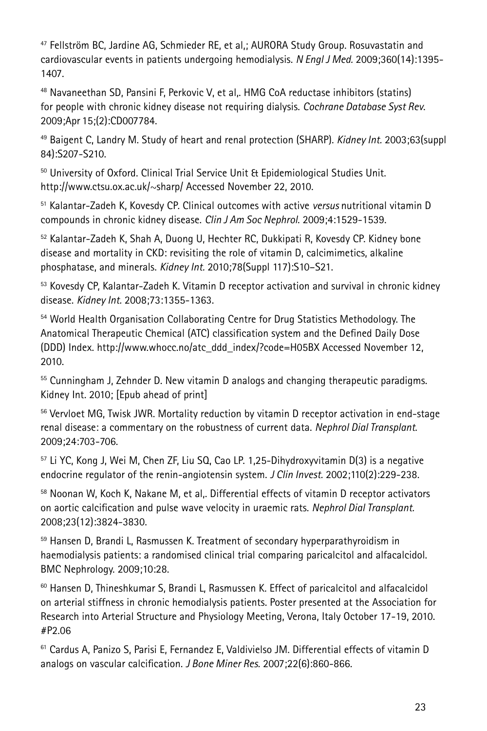[47] Fellström BC, Jardine AG, Schmieder RE, et al,; AURORA Study Group. Rosuvastatin and cardiovascular events in patients undergoing hemodialysis. *N Engl J Med.* 2009;360(14):1395-1407.

[48] Navaneethan SD, Pansini F, Perkovic V, et al,. HMG CoA reductase inhibitors (statins) for people with chronic kidney disease not requiring dialysis. *Cochrane Database Syst Rev.* 2009;Apr 15;(2):CD007784.

[49] Baigent C, Landry M. Study of heart and renal protection (SHARP). *Kidney Int.* 2003;63(suppl 84):S207-S210.

[50] University of Oxford. Clinical Trial Service Unit & Epidemiological Studies Unit. http://www.ctsu.ox.ac.uk/~sharp/ Accessed November 22, 2010.

[51] Kalantar-Zadeh K, Kovesdy CP. Clinical outcomes with active *versus* nutritional vitamin D compounds in chronic kidney disease. *Clin J Am Soc Nephrol.* 2009;4:1529-1539.

[52] Kalantar-Zadeh K, Shah A, Duong U, Hechter RC, Dukkipati R, Kovesdy CP. Kidney bone disease and mortality in CKD: revisiting the role of vitamin D, calcimimetics, alkaline phosphatase, and minerals. *Kidney Int.* 2010;78(Suppl 117):S10–S21.

[53] Kovesdy CP, Kalantar-Zadeh K. Vitamin D receptor activation and survival in chronic kidney disease. *Kidney Int.* 2008;73:1355-1363.

[54] World Health Organisation Collaborating Centre for Drug Statistics Methodology. The Anatomical Therapeutic Chemical (ATC) classification system and the Defined Daily Dose (DDD) Index. http://www.whocc.no/atc_ddd_index/?code=H05BX Accessed November 12, 2010.

[55] Cunningham J, Zehnder D. New vitamin D analogs and changing therapeutic paradigms. Kidney Int. 2010; [Epub ahead of print]

[56] Vervloet MG, Twisk JWR. Mortality reduction by vitamin D receptor activation in end-stage renal disease: a commentary on the robustness of current data. *Nephrol Dial Transplant.* 2009;24:703-706.

[57] Li YC, Kong J, Wei M, Chen ZF, Liu SQ, Cao LP. 1,25-Dihydroxyvitamin D(3) is a negative endocrine regulator of the renin-angiotensin system. *J Clin Invest.* 2002;110(2):229-238.

[58] Noonan W, Koch K, Nakane M, et al,. Differential effects of vitamin D receptor activators on aortic calcification and pulse wave velocity in uraemic rats. *Nephrol Dial Transplant.* 2008;23(12):3824-3830.

[59] Hansen D, Brandi L, Rasmussen K. Treatment of secondary hyperparathyroidism in haemodialysis patients: a randomised clinical trial comparing paricalcitol and alfacalcidol. BMC Nephrology. 2009;10:28.

[60] Hansen D, Thineshkumar S, Brandi L, Rasmussen K. Effect of paricalcitol and alfacalcidol on arterial stiffness in chronic hemodialysis patients. Poster presented at the Association for Research into Arterial Structure and Physiology Meeting, Verona, Italy October 17-19, 2010. #P2.06

[61] Cardus A, Panizo S, Parisi E, Fernandez E, Valdivielso JM. Differential effects of vitamin D analogs on vascular calcification. *J Bone Miner Res.* 2007;22(6):860-866.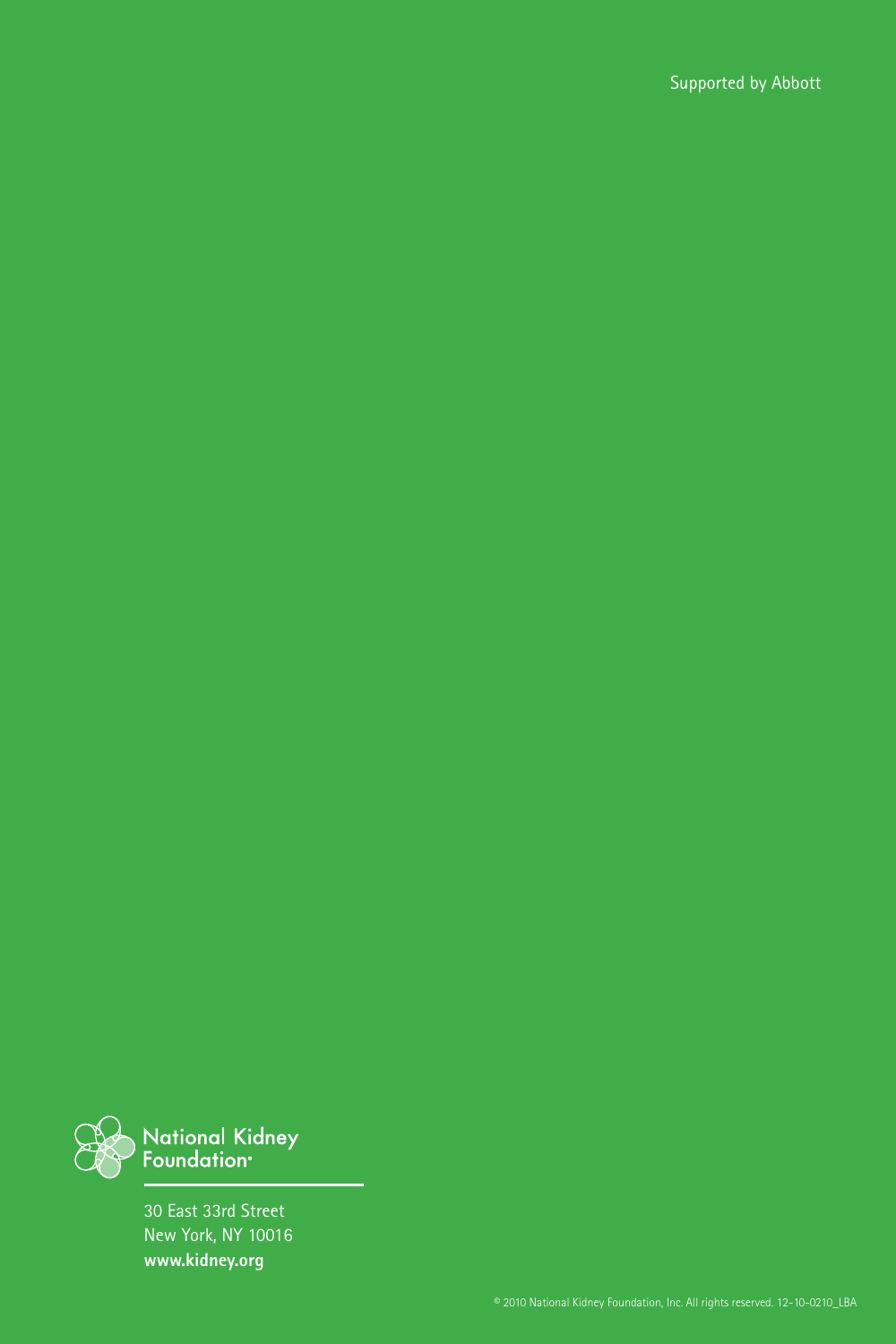Supported by Abbott

National Kidney Foundation®

30 East 33rd Street
New York, NY 10016
**www.kidney.org**

© 2010 National Kidney Foundation, Inc. All rights reserved. 12-10-0210_LBA